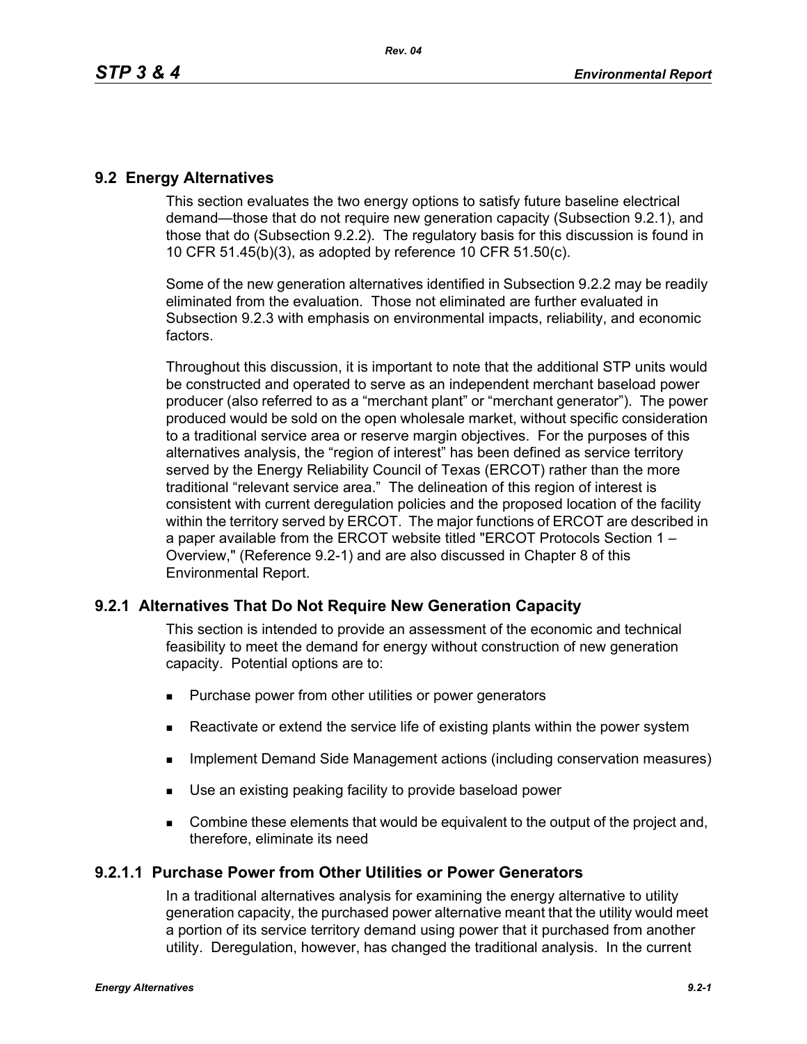## 9.2 Energy Alternatives

This section evaluates the two energy options to satisfy future baseline electrical demand—those that do not require new generation capacity (Subsection 9.2.1), and those that do (Subsection 9.2.2). The regulatory basis for this discussion is found in 10 CFR 51.45(b)(3), as adopted by reference 10 CFR 51.50(c).

Some of the new generation alternatives identified in Subsection 9.2.2 may be readily eliminated from the evaluation. Those not eliminated are further evaluated in Subsection 9.2.3 with emphasis on environmental impacts, reliability, and economic factors.

Throughout this discussion, it is important to note that the additional STP units would be constructed and operated to serve as an independent merchant baseload power producer (also referred to as a "merchant plant" or "merchant generator"). The power produced would be sold on the open wholesale market, without specific consideration to a traditional service area or reserve margin objectives. For the purposes of this alternatives analysis, the "region of interest" has been defined as service territory served by the Energy Reliability Council of Texas (ERCOT) rather than the more traditional "relevant service area." The delineation of this region of interest is consistent with current deregulation policies and the proposed location of the facility within the territory served by ERCOT. The major functions of ERCOT are described in a paper available from the ERCOT website titled "ERCOT Protocols Section 1 – Overview," (Reference 9.2-1) and are also discussed in Chapter 8 of this Environmental Report.

### 9.2.1 Alternatives That Do Not Require New Generation Capacity

This section is intended to provide an assessment of the economic and technical feasibility to meet the demand for energy without construction of new generation capacity. Potential options are to:

- Purchase power from other utilities or power generators
- Reactivate or extend the service life of existing plants within the power system
- Implement Demand Side Management actions (including conservation measures)
- Use an existing peaking facility to provide baseload power
- Combine these elements that would be equivalent to the output of the project and, therefore, eliminate its need

#### 9.2.1.1 Purchase Power from Other Utilities or Power Generators

In a traditional alternatives analysis for examining the energy alternative to utility generation capacity, the purchased power alternative meant that the utility would meet a portion of its service territory demand using power that it purchased from another utility. Deregulation, however, has changed the traditional analysis. In the current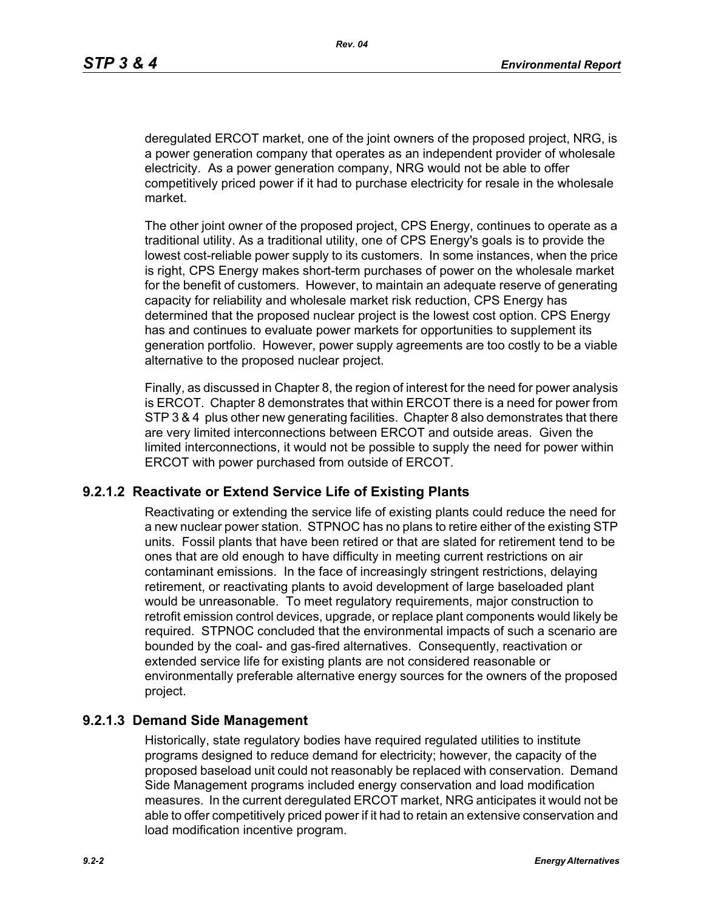deregulated ERCOT market, one of the joint owners of the proposed project, NRG, is a power generation company that operates as an independent provider of wholesale electricity. As a power generation company, NRG would not be able to offer competitively priced power if it had to purchase electricity for resale in the wholesale market.

The other joint owner of the proposed project, CPS Energy, continues to operate as a traditional utility. As a traditional utility, one of CPS Energy's goals is to provide the lowest cost-reliable power supply to its customers. In some instances, when the price is right, CPS Energy makes short-term purchases of power on the wholesale market for the benefit of customers. However, to maintain an adequate reserve of generating capacity for reliability and wholesale market risk reduction, CPS Energy has determined that the proposed nuclear project is the lowest cost option. CPS Energy has and continues to evaluate power markets for opportunities to supplement its generation portfolio. However, power supply agreements are too costly to be a viable alternative to the proposed nuclear project.

Finally, as discussed in Chapter 8, the region of interest for the need for power analysis is ERCOT. Chapter 8 demonstrates that within ERCOT there is a need for power from STP 3 & 4 plus other new generating facilities. Chapter 8 also demonstrates that there are very limited interconnections between ERCOT and outside areas. Given the limited interconnections, it would not be possible to supply the need for power within ERCOT with power purchased from outside of ERCOT.

### 9.2.1.2 Reactivate or Extend Service Life of Existing Plants

Reactivating or extending the service life of existing plants could reduce the need for a new nuclear power station. STPNOC has no plans to retire either of the existing STP units. Fossil plants that have been retired or that are slated for retirement tend to be ones that are old enough to have difficulty in meeting current restrictions on air contaminant emissions. In the face of increasingly stringent restrictions, delaying retirement, or reactivating plants to avoid development of large baseloaded plant would be unreasonable. To meet regulatory requirements, major construction to retrofit emission control devices, upgrade, or replace plant components would likely be required. STPNOC concluded that the environmental impacts of such a scenario are bounded by the coal- and gas-fired alternatives. Consequently, reactivation or extended service life for existing plants are not considered reasonable or environmentally preferable alternative energy sources for the owners of the proposed project.

### 9.2.1.3 Demand Side Management

Historically, state regulatory bodies have required regulated utilities to institute programs designed to reduce demand for electricity; however, the capacity of the proposed baseload unit could not reasonably be replaced with conservation. Demand Side Management programs included energy conservation and load modification measures. In the current deregulated ERCOT market, NRG anticipates it would not be able to offer competitively priced power if it had to retain an extensive conservation and load modification incentive program.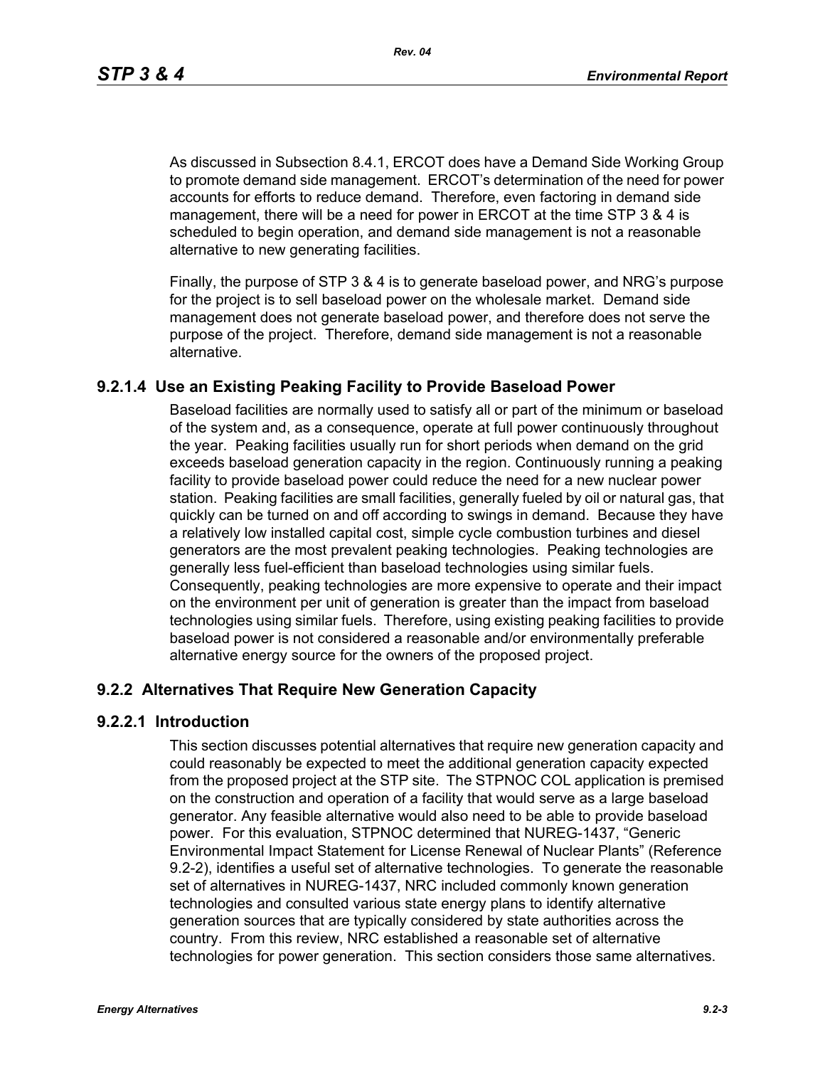As discussed in Subsection 8.4.1, ERCOT does have a Demand Side Working Group to promote demand side management. ERCOT's determination of the need for power accounts for efforts to reduce demand. Therefore, even factoring in demand side management, there will be a need for power in ERCOT at the time STP 3 & 4 is scheduled to begin operation, and demand side management is not a reasonable alternative to new generating facilities.

Finally, the purpose of STP 3 & 4 is to generate baseload power, and NRG's purpose for the project is to sell baseload power on the wholesale market. Demand side management does not generate baseload power, and therefore does not serve the purpose of the project. Therefore, demand side management is not a reasonable alternative.

#### 9.2.1.4 Use an Existing Peaking Facility to Provide Baseload Power

Baseload facilities are normally used to satisfy all or part of the minimum or baseload of the system and, as a consequence, operate at full power continuously throughout the year. Peaking facilities usually run for short periods when demand on the grid exceeds baseload generation capacity in the region. Continuously running a peaking facility to provide baseload power could reduce the need for a new nuclear power station. Peaking facilities are small facilities, generally fueled by oil or natural gas, that quickly can be turned on and off according to swings in demand. Because they have a relatively low installed capital cost, simple cycle combustion turbines and diesel generators are the most prevalent peaking technologies. Peaking technologies are generally less fuel-efficient than baseload technologies using similar fuels. Consequently, peaking technologies are more expensive to operate and their impact on the environment per unit of generation is greater than the impact from baseload technologies using similar fuels. Therefore, using existing peaking facilities to provide baseload power is not considered a reasonable and/or environmentally preferable alternative energy source for the owners of the proposed project.

### 9.2.2 Alternatives That Require New Generation Capacity

#### 9.2.2.1 Introduction

This section discusses potential alternatives that require new generation capacity and could reasonably be expected to meet the additional generation capacity expected from the proposed project at the STP site. The STPNOC COL application is premised on the construction and operation of a facility that would serve as a large baseload generator. Any feasible alternative would also need to be able to provide baseload power. For this evaluation, STPNOC determined that NUREG-1437, "Generic Environmental Impact Statement for License Renewal of Nuclear Plants" (Reference 9.2-2), identifies a useful set of alternative technologies. To generate the reasonable set of alternatives in NUREG-1437, NRC included commonly known generation technologies and consulted various state energy plans to identify alternative generation sources that are typically considered by state authorities across the country. From this review, NRC established a reasonable set of alternative technologies for power generation. This section considers those same alternatives.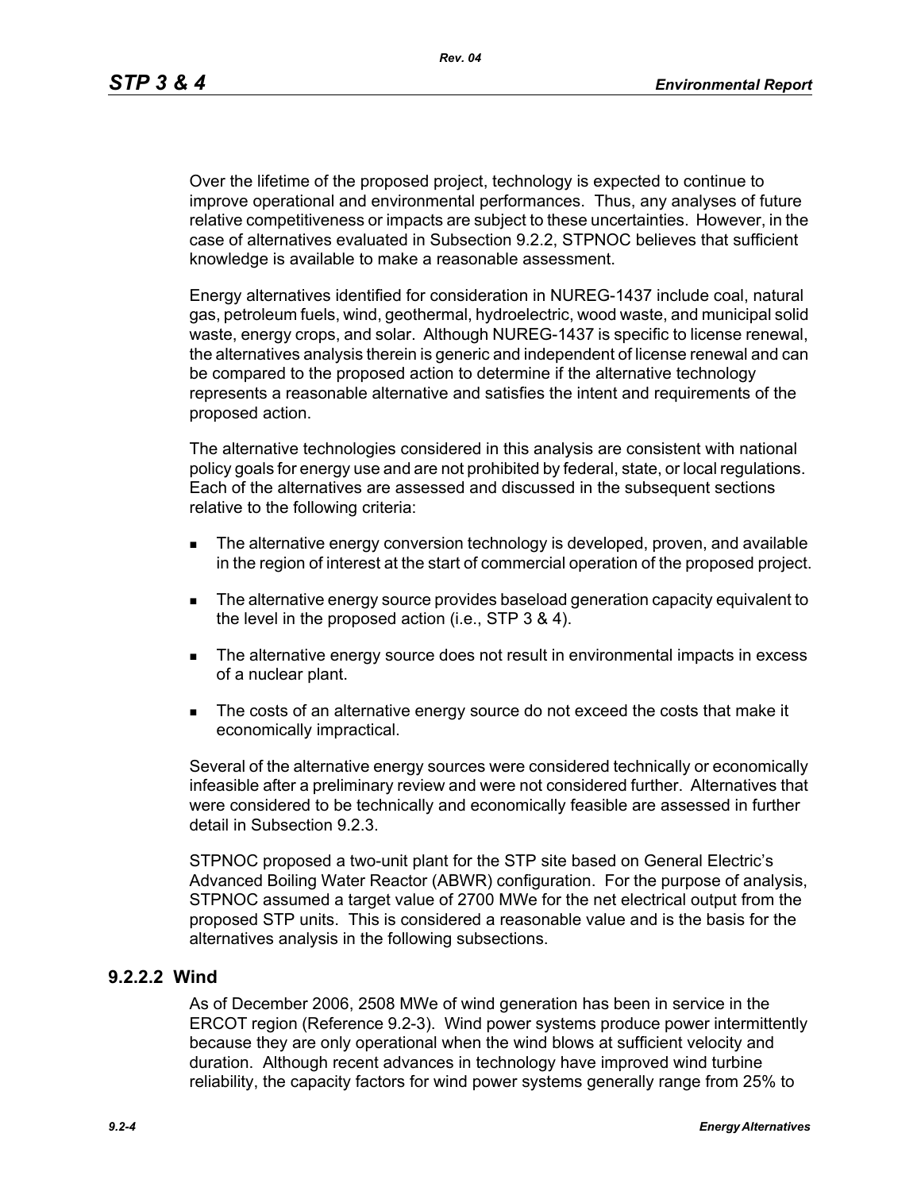Over the lifetime of the proposed project, technology is expected to continue to improve operational and environmental performances. Thus, any analyses of future relative competitiveness or impacts are subject to these uncertainties. However, in the case of alternatives evaluated in Subsection 9.2.2, STPNOC believes that sufficient knowledge is available to make a reasonable assessment.

Energy alternatives identified for consideration in NUREG-1437 include coal, natural gas, petroleum fuels, wind, geothermal, hydroelectric, wood waste, and municipal solid waste, energy crops, and solar. Although NUREG-1437 is specific to license renewal, the alternatives analysis therein is generic and independent of license renewal and can be compared to the proposed action to determine if the alternative technology represents a reasonable alternative and satisfies the intent and requirements of the proposed action.

The alternative technologies considered in this analysis are consistent with national policy goals for energy use and are not prohibited by federal, state, or local regulations. Each of the alternatives are assessed and discussed in the subsequent sections relative to the following criteria:

- The alternative energy conversion technology is developed, proven, and available in the region of interest at the start of commercial operation of the proposed project.
- The alternative energy source provides baseload generation capacity equivalent to the level in the proposed action (i.e., STP 3 & 4).
- The alternative energy source does not result in environmental impacts in excess of a nuclear plant.
- The costs of an alternative energy source do not exceed the costs that make it economically impractical.

Several of the alternative energy sources were considered technically or economically infeasible after a preliminary review and were not considered further. Alternatives that were considered to be technically and economically feasible are assessed in further detail in Subsection 9.2.3.

STPNOC proposed a two-unit plant for the STP site based on General Electric's Advanced Boiling Water Reactor (ABWR) configuration. For the purpose of analysis, STPNOC assumed a target value of 2700 MWe for the net electrical output from the proposed STP units. This is considered a reasonable value and is the basis for the alternatives analysis in the following subsections.

### 9.2.2.2 Wind

As of December 2006, 2508 MWe of wind generation has been in service in the ERCOT region (Reference 9.2-3). Wind power systems produce power intermittently because they are only operational when the wind blows at sufficient velocity and duration. Although recent advances in technology have improved wind turbine reliability, the capacity factors for wind power systems generally range from 25% to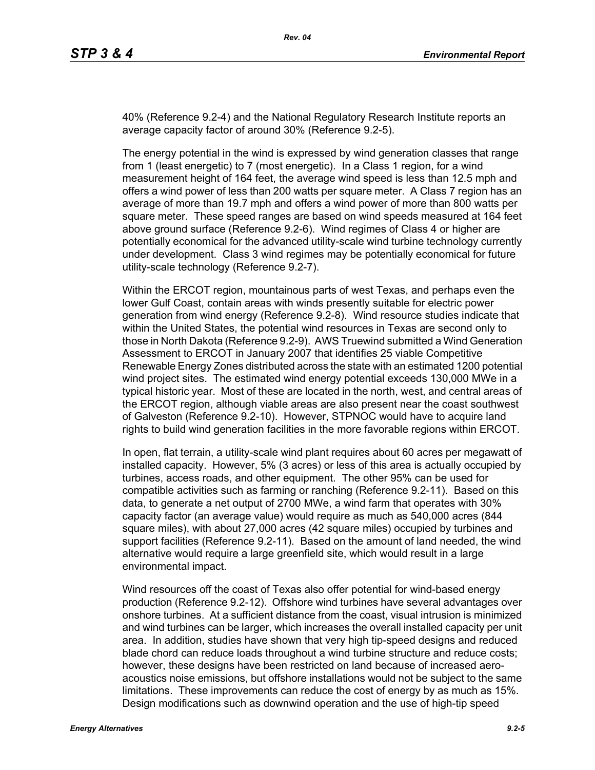40% (Reference 9.2-4) and the National Regulatory Research Institute reports an average capacity factor of around 30% (Reference 9.2-5).

The energy potential in the wind is expressed by wind generation classes that range from 1 (least energetic) to 7 (most energetic). In a Class 1 region, for a wind measurement height of 164 feet, the average wind speed is less than 12.5 mph and offers a wind power of less than 200 watts per square meter. A Class 7 region has an average of more than 19.7 mph and offers a wind power of more than 800 watts per square meter. These speed ranges are based on wind speeds measured at 164 feet above ground surface (Reference 9.2-6). Wind regimes of Class 4 or higher are potentially economical for the advanced utility-scale wind turbine technology currently under development. Class 3 wind regimes may be potentially economical for future utility-scale technology (Reference 9.2-7).

Within the ERCOT region, mountainous parts of west Texas, and perhaps even the lower Gulf Coast, contain areas with winds presently suitable for electric power generation from wind energy (Reference 9.2-8). Wind resource studies indicate that within the United States, the potential wind resources in Texas are second only to those in North Dakota (Reference 9.2-9). AWS Truewind submitted a Wind Generation Assessment to ERCOT in January 2007 that identifies 25 viable Competitive Renewable Energy Zones distributed across the state with an estimated 1200 potential wind project sites. The estimated wind energy potential exceeds 130,000 MWe in a typical historic year. Most of these are located in the north, west, and central areas of the ERCOT region, although viable areas are also present near the coast southwest of Galveston (Reference 9.2-10). However, STPNOC would have to acquire land rights to build wind generation facilities in the more favorable regions within ERCOT.

In open, flat terrain, a utility-scale wind plant requires about 60 acres per megawatt of installed capacity. However, 5% (3 acres) or less of this area is actually occupied by turbines, access roads, and other equipment. The other 95% can be used for compatible activities such as farming or ranching (Reference 9.2-11). Based on this data, to generate a net output of 2700 MWe, a wind farm that operates with 30% capacity factor (an average value) would require as much as 540,000 acres (844 square miles), with about 27,000 acres (42 square miles) occupied by turbines and support facilities (Reference 9.2-11). Based on the amount of land needed, the wind alternative would require a large greenfield site, which would result in a large environmental impact.

Wind resources off the coast of Texas also offer potential for wind-based energy production (Reference 9.2-12). Offshore wind turbines have several advantages over onshore turbines. At a sufficient distance from the coast, visual intrusion is minimized and wind turbines can be larger, which increases the overall installed capacity per unit area. In addition, studies have shown that very high tip-speed designs and reduced blade chord can reduce loads throughout a wind turbine structure and reduce costs; however, these designs have been restricted on land because of increased aero-acoustics noise emissions, but offshore installations would not be subject to the same limitations. These improvements can reduce the cost of energy by as much as 15%. Design modifications such as downwind operation and the use of high-tip speed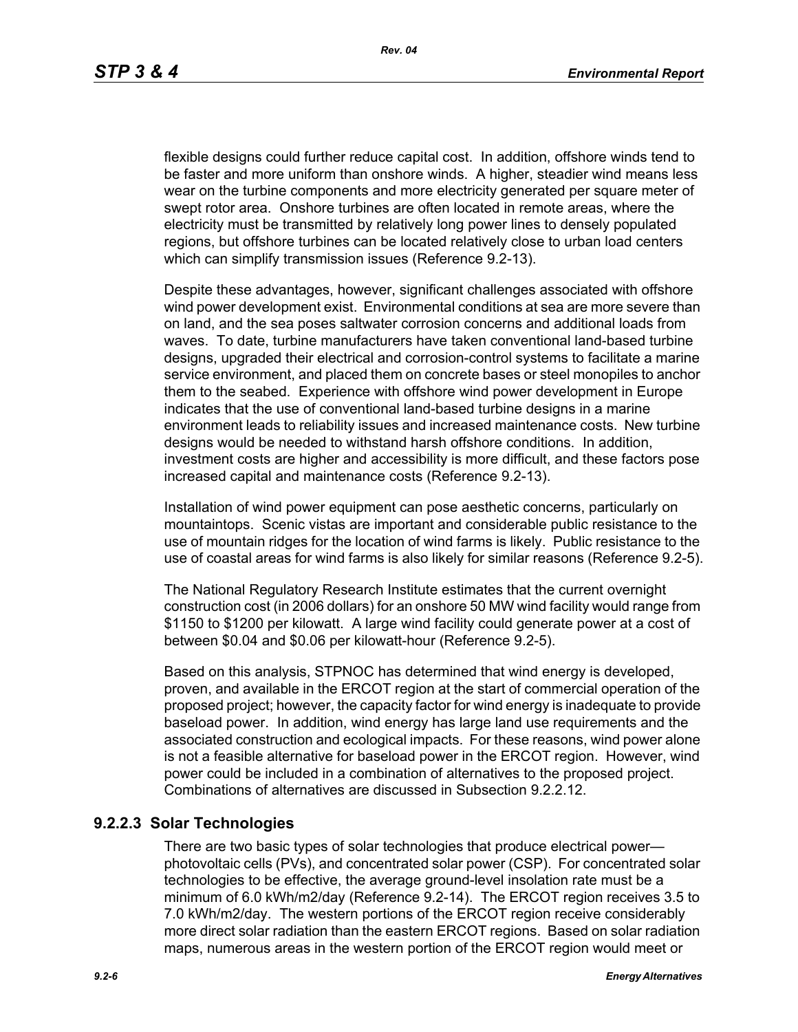flexible designs could further reduce capital cost. In addition, offshore winds tend to be faster and more uniform than onshore winds. A higher, steadier wind means less wear on the turbine components and more electricity generated per square meter of swept rotor area. Onshore turbines are often located in remote areas, where the electricity must be transmitted by relatively long power lines to densely populated regions, but offshore turbines can be located relatively close to urban load centers which can simplify transmission issues (Reference 9.2-13).

Despite these advantages, however, significant challenges associated with offshore wind power development exist. Environmental conditions at sea are more severe than on land, and the sea poses saltwater corrosion concerns and additional loads from waves. To date, turbine manufacturers have taken conventional land-based turbine designs, upgraded their electrical and corrosion-control systems to facilitate a marine service environment, and placed them on concrete bases or steel monopiles to anchor them to the seabed. Experience with offshore wind power development in Europe indicates that the use of conventional land-based turbine designs in a marine environment leads to reliability issues and increased maintenance costs. New turbine designs would be needed to withstand harsh offshore conditions. In addition, investment costs are higher and accessibility is more difficult, and these factors pose increased capital and maintenance costs (Reference 9.2-13).

Installation of wind power equipment can pose aesthetic concerns, particularly on mountaintops. Scenic vistas are important and considerable public resistance to the use of mountain ridges for the location of wind farms is likely. Public resistance to the use of coastal areas for wind farms is also likely for similar reasons (Reference 9.2-5).

The National Regulatory Research Institute estimates that the current overnight construction cost (in 2006 dollars) for an onshore 50 MW wind facility would range from \$1150 to \$1200 per kilowatt. A large wind facility could generate power at a cost of between \$0.04 and \$0.06 per kilowatt-hour (Reference 9.2-5).

Based on this analysis, STPNOC has determined that wind energy is developed, proven, and available in the ERCOT region at the start of commercial operation of the proposed project; however, the capacity factor for wind energy is inadequate to provide baseload power. In addition, wind energy has large land use requirements and the associated construction and ecological impacts. For these reasons, wind power alone is not a feasible alternative for baseload power in the ERCOT region. However, wind power could be included in a combination of alternatives to the proposed project. Combinations of alternatives are discussed in Subsection 9.2.2.12.

### 9.2.2.3 Solar Technologies

There are two basic types of solar technologies that produce electrical power—photovoltaic cells (PVs), and concentrated solar power (CSP). For concentrated solar technologies to be effective, the average ground-level insolation rate must be a minimum of 6.0 kWh/m2/day (Reference 9.2-14). The ERCOT region receives 3.5 to 7.0 kWh/m2/day. The western portions of the ERCOT region receive considerably more direct solar radiation than the eastern ERCOT regions. Based on solar radiation maps, numerous areas in the western portion of the ERCOT region would meet or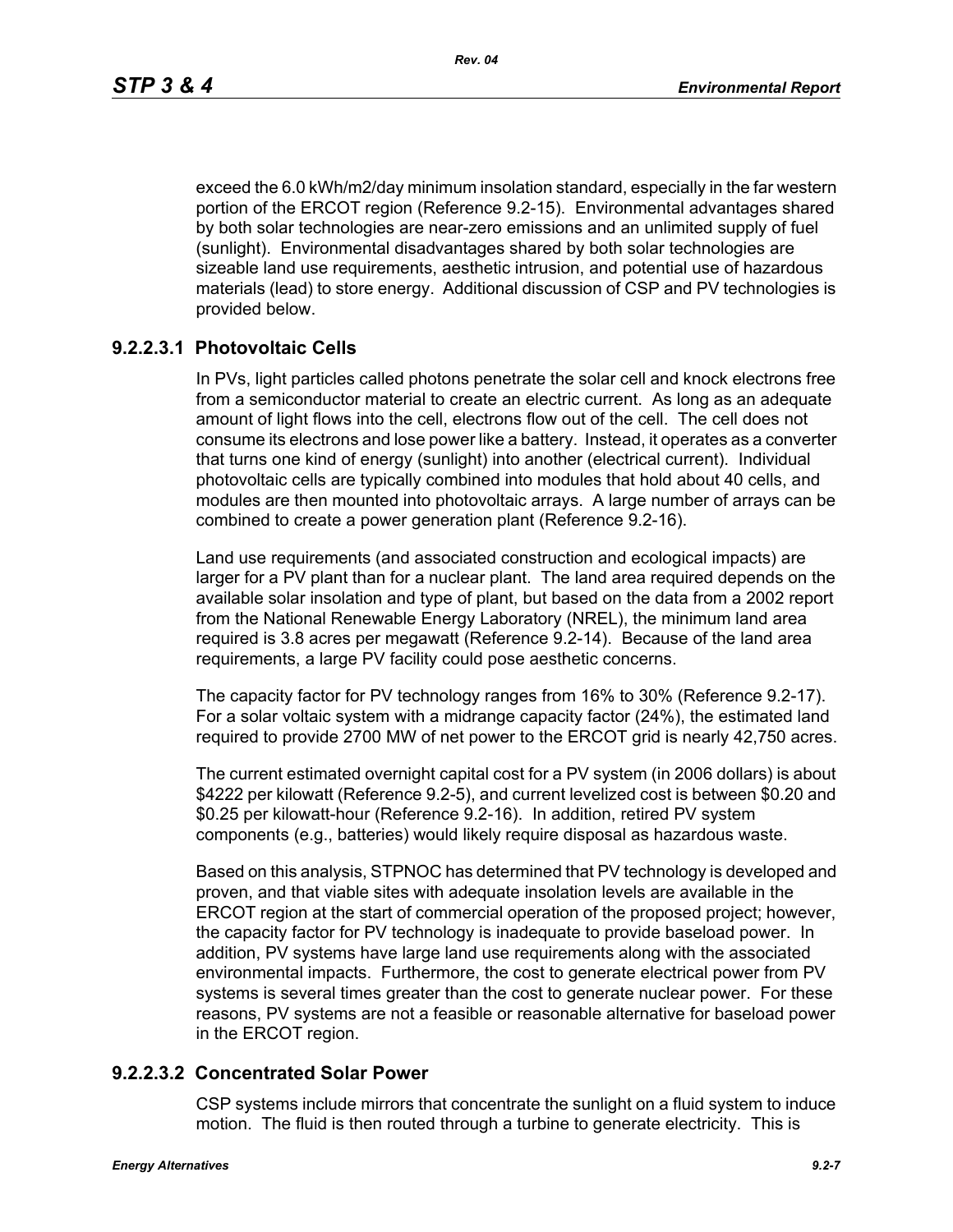exceed the 6.0 kWh/m2/day minimum insolation standard, especially in the far western portion of the ERCOT region (Reference 9.2-15). Environmental advantages shared by both solar technologies are near-zero emissions and an unlimited supply of fuel (sunlight). Environmental disadvantages shared by both solar technologies are sizeable land use requirements, aesthetic intrusion, and potential use of hazardous materials (lead) to store energy. Additional discussion of CSP and PV technologies is provided below.

### 9.2.2.3.1 Photovoltaic Cells

In PVs, light particles called photons penetrate the solar cell and knock electrons free from a semiconductor material to create an electric current. As long as an adequate amount of light flows into the cell, electrons flow out of the cell. The cell does not consume its electrons and lose power like a battery. Instead, it operates as a converter that turns one kind of energy (sunlight) into another (electrical current). Individual photovoltaic cells are typically combined into modules that hold about 40 cells, and modules are then mounted into photovoltaic arrays. A large number of arrays can be combined to create a power generation plant (Reference 9.2-16).

Land use requirements (and associated construction and ecological impacts) are larger for a PV plant than for a nuclear plant. The land area required depends on the available solar insolation and type of plant, but based on the data from a 2002 report from the National Renewable Energy Laboratory (NREL), the minimum land area required is 3.8 acres per megawatt (Reference 9.2-14). Because of the land area requirements, a large PV facility could pose aesthetic concerns.

The capacity factor for PV technology ranges from 16% to 30% (Reference 9.2-17). For a solar voltaic system with a midrange capacity factor (24%), the estimated land required to provide 2700 MW of net power to the ERCOT grid is nearly 42,750 acres.

The current estimated overnight capital cost for a PV system (in 2006 dollars) is about $4222 per kilowatt (Reference 9.2-5), and current levelized cost is between $0.20 and $0.25 per kilowatt-hour (Reference 9.2-16). In addition, retired PV system components (e.g., batteries) would likely require disposal as hazardous waste.

Based on this analysis, STPNOC has determined that PV technology is developed and proven, and that viable sites with adequate insolation levels are available in the ERCOT region at the start of commercial operation of the proposed project; however, the capacity factor for PV technology is inadequate to provide baseload power. In addition, PV systems have large land use requirements along with the associated environmental impacts. Furthermore, the cost to generate electrical power from PV systems is several times greater than the cost to generate nuclear power. For these reasons, PV systems are not a feasible or reasonable alternative for baseload power in the ERCOT region.

### 9.2.2.3.2 Concentrated Solar Power

CSP systems include mirrors that concentrate the sunlight on a fluid system to induce motion. The fluid is then routed through a turbine to generate electricity. This is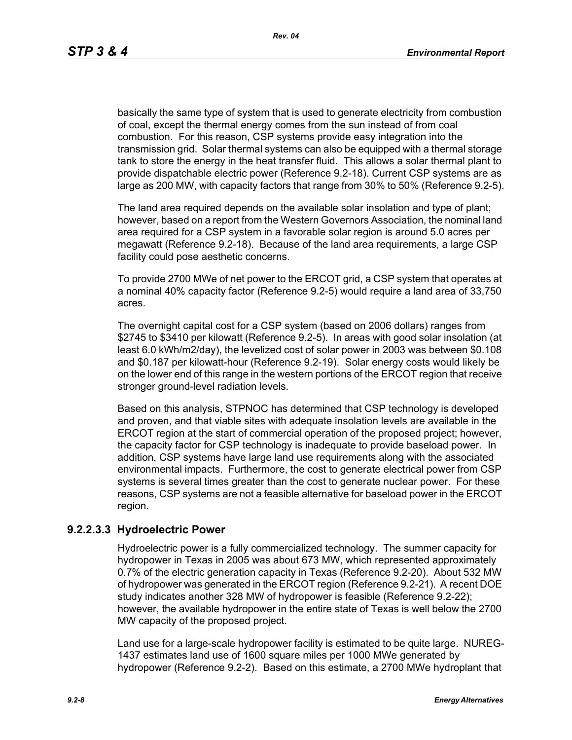basically the same type of system that is used to generate electricity from combustion of coal, except the thermal energy comes from the sun instead of from coal combustion. For this reason, CSP systems provide easy integration into the transmission grid. Solar thermal systems can also be equipped with a thermal storage tank to store the energy in the heat transfer fluid. This allows a solar thermal plant to provide dispatchable electric power (Reference 9.2-18). Current CSP systems are as large as 200 MW, with capacity factors that range from 30% to 50% (Reference 9.2-5).

The land area required depends on the available solar insolation and type of plant; however, based on a report from the Western Governors Association, the nominal land area required for a CSP system in a favorable solar region is around 5.0 acres per megawatt (Reference 9.2-18). Because of the land area requirements, a large CSP facility could pose aesthetic concerns.

To provide 2700 MWe of net power to the ERCOT grid, a CSP system that operates at a nominal 40% capacity factor (Reference 9.2-5) would require a land area of 33,750 acres.

The overnight capital cost for a CSP system (based on 2006 dollars) ranges from $2745 to $3410 per kilowatt (Reference 9.2-5). In areas with good solar insolation (at least 6.0 kWh/m2/day), the levelized cost of solar power in 2003 was between $0.108 and $0.187 per kilowatt-hour (Reference 9.2-19). Solar energy costs would likely be on the lower end of this range in the western portions of the ERCOT region that receive stronger ground-level radiation levels.

Based on this analysis, STPNOC has determined that CSP technology is developed and proven, and that viable sites with adequate insolation levels are available in the ERCOT region at the start of commercial operation of the proposed project; however, the capacity factor for CSP technology is inadequate to provide baseload power. In addition, CSP systems have large land use requirements along with the associated environmental impacts. Furthermore, the cost to generate electrical power from CSP systems is several times greater than the cost to generate nuclear power. For these reasons, CSP systems are not a feasible alternative for baseload power in the ERCOT region.

### 9.2.2.3.3 Hydroelectric Power

Hydroelectric power is a fully commercialized technology. The summer capacity for hydropower in Texas in 2005 was about 673 MW, which represented approximately 0.7% of the electric generation capacity in Texas (Reference 9.2-20). About 532 MW of hydropower was generated in the ERCOT region (Reference 9.2-21). A recent DOE study indicates another 328 MW of hydropower is feasible (Reference 9.2-22); however, the available hydropower in the entire state of Texas is well below the 2700 MW capacity of the proposed project.

Land use for a large-scale hydropower facility is estimated to be quite large. NUREG-1437 estimates land use of 1600 square miles per 1000 MWe generated by hydropower (Reference 9.2-2). Based on this estimate, a 2700 MWe hydroplant that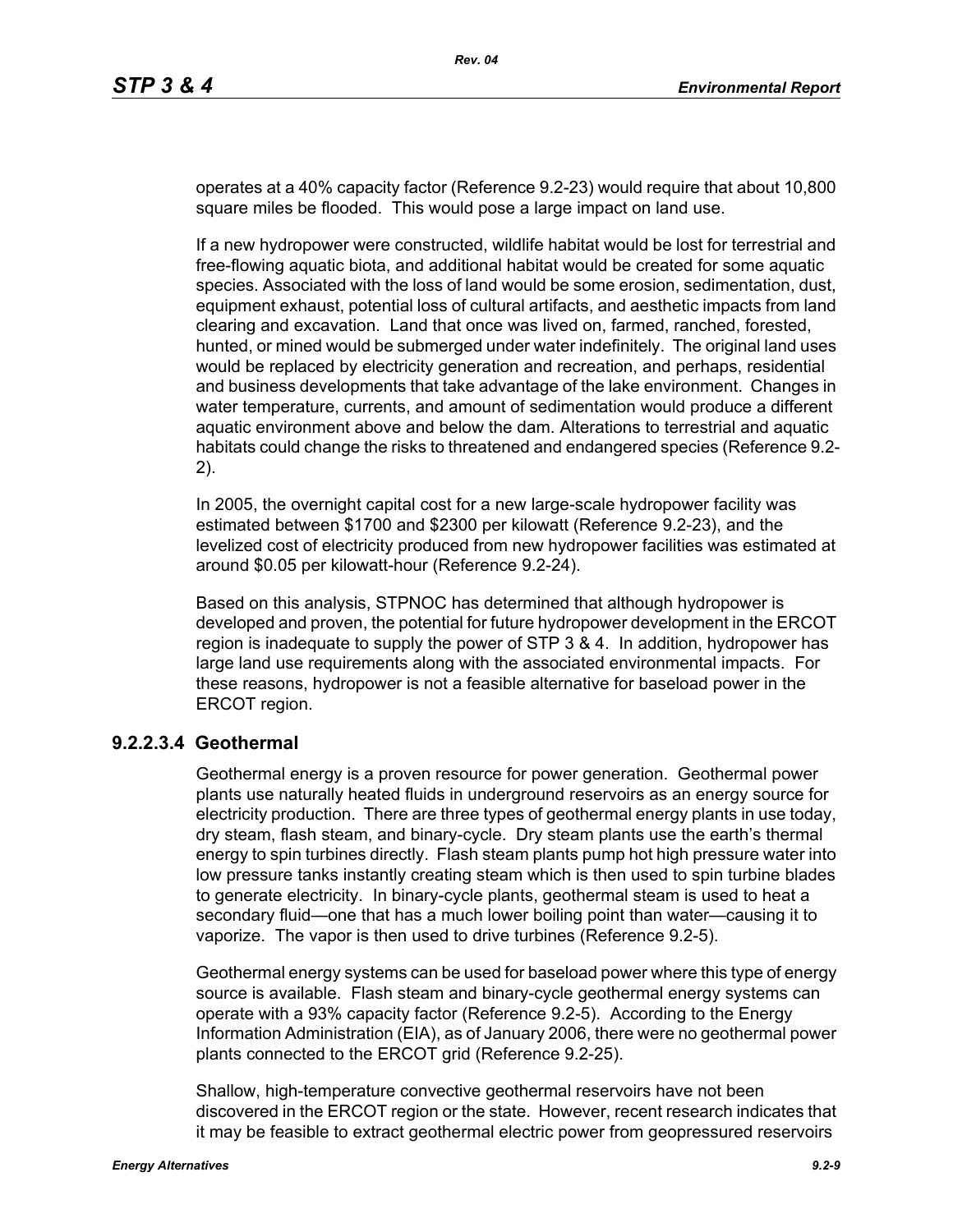operates at a 40% capacity factor (Reference 9.2-23) would require that about 10,800 square miles be flooded. This would pose a large impact on land use.

If a new hydropower were constructed, wildlife habitat would be lost for terrestrial and free-flowing aquatic biota, and additional habitat would be created for some aquatic species. Associated with the loss of land would be some erosion, sedimentation, dust, equipment exhaust, potential loss of cultural artifacts, and aesthetic impacts from land clearing and excavation. Land that once was lived on, farmed, ranched, forested, hunted, or mined would be submerged under water indefinitely. The original land uses would be replaced by electricity generation and recreation, and perhaps, residential and business developments that take advantage of the lake environment. Changes in water temperature, currents, and amount of sedimentation would produce a different aquatic environment above and below the dam. Alterations to terrestrial and aquatic habitats could change the risks to threatened and endangered species (Reference 9.2-2).

In 2005, the overnight capital cost for a new large-scale hydropower facility was estimated between $1700 and $2300 per kilowatt (Reference 9.2-23), and the levelized cost of electricity produced from new hydropower facilities was estimated at around $0.05 per kilowatt-hour (Reference 9.2-24).

Based on this analysis, STPNOC has determined that although hydropower is developed and proven, the potential for future hydropower development in the ERCOT region is inadequate to supply the power of STP 3 & 4. In addition, hydropower has large land use requirements along with the associated environmental impacts. For these reasons, hydropower is not a feasible alternative for baseload power in the ERCOT region.

#### 9.2.2.3.4 Geothermal

Geothermal energy is a proven resource for power generation. Geothermal power plants use naturally heated fluids in underground reservoirs as an energy source for electricity production. There are three types of geothermal energy plants in use today, dry steam, flash steam, and binary-cycle. Dry steam plants use the earth's thermal energy to spin turbines directly. Flash steam plants pump hot high pressure water into low pressure tanks instantly creating steam which is then used to spin turbine blades to generate electricity. In binary-cycle plants, geothermal steam is used to heat a secondary fluid—one that has a much lower boiling point than water—causing it to vaporize. The vapor is then used to drive turbines (Reference 9.2-5).

Geothermal energy systems can be used for baseload power where this type of energy source is available. Flash steam and binary-cycle geothermal energy systems can operate with a 93% capacity factor (Reference 9.2-5). According to the Energy Information Administration (EIA), as of January 2006, there were no geothermal power plants connected to the ERCOT grid (Reference 9.2-25).

Shallow, high-temperature convective geothermal reservoirs have not been discovered in the ERCOT region or the state. However, recent research indicates that it may be feasible to extract geothermal electric power from geopressured reservoirs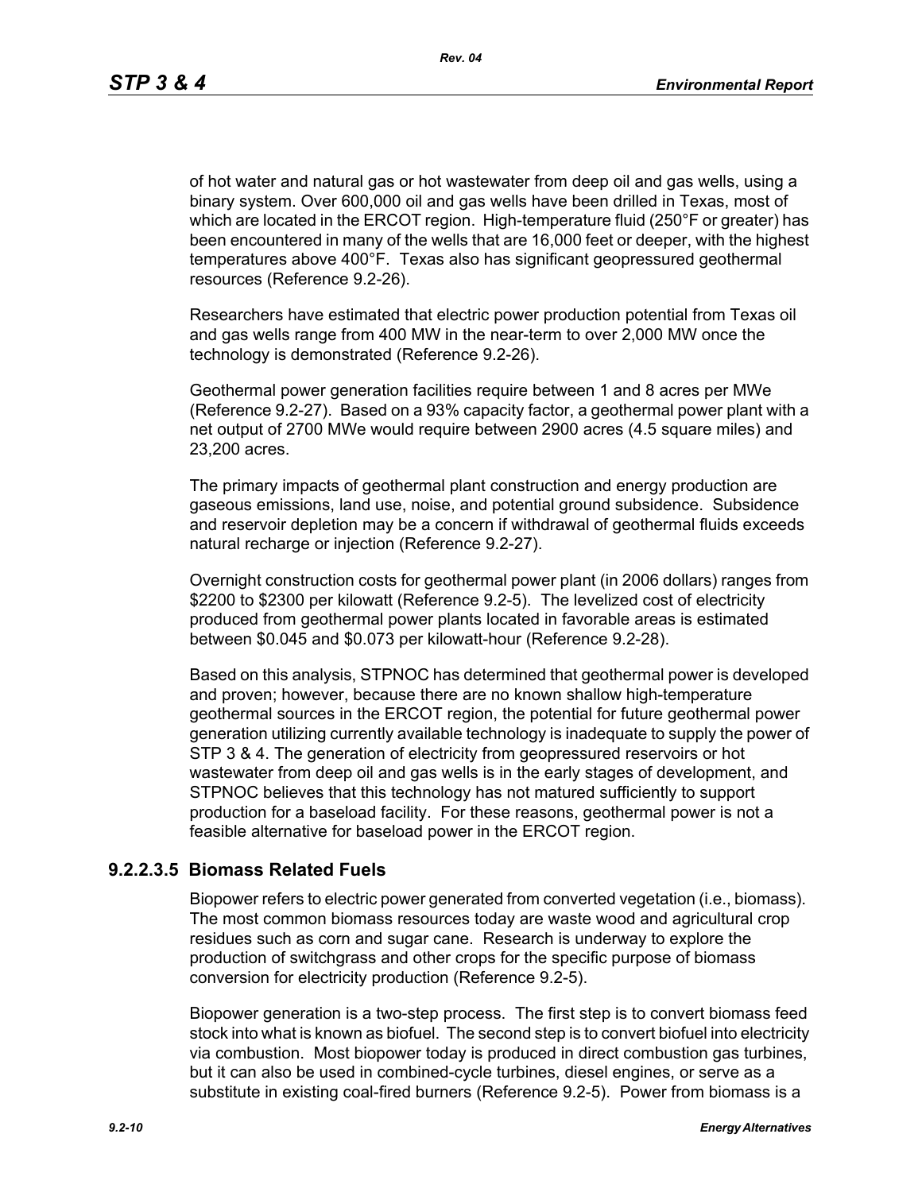of hot water and natural gas or hot wastewater from deep oil and gas wells, using a binary system. Over 600,000 oil and gas wells have been drilled in Texas, most of which are located in the ERCOT region. High-temperature fluid (250°F or greater) has been encountered in many of the wells that are 16,000 feet or deeper, with the highest temperatures above 400°F. Texas also has significant geopressured geothermal resources (Reference 9.2-26).

Researchers have estimated that electric power production potential from Texas oil and gas wells range from 400 MW in the near-term to over 2,000 MW once the technology is demonstrated (Reference 9.2-26).

Geothermal power generation facilities require between 1 and 8 acres per MWe (Reference 9.2-27). Based on a 93% capacity factor, a geothermal power plant with a net output of 2700 MWe would require between 2900 acres (4.5 square miles) and 23,200 acres.

The primary impacts of geothermal plant construction and energy production are gaseous emissions, land use, noise, and potential ground subsidence. Subsidence and reservoir depletion may be a concern if withdrawal of geothermal fluids exceeds natural recharge or injection (Reference 9.2-27).

Overnight construction costs for geothermal power plant (in 2006 dollars) ranges from $2200 to $2300 per kilowatt (Reference 9.2-5). The levelized cost of electricity produced from geothermal power plants located in favorable areas is estimated between $0.045 and $0.073 per kilowatt-hour (Reference 9.2-28).

Based on this analysis, STPNOC has determined that geothermal power is developed and proven; however, because there are no known shallow high-temperature geothermal sources in the ERCOT region, the potential for future geothermal power generation utilizing currently available technology is inadequate to supply the power of STP 3 & 4. The generation of electricity from geopressured reservoirs or hot wastewater from deep oil and gas wells is in the early stages of development, and STPNOC believes that this technology has not matured sufficiently to support production for a baseload facility. For these reasons, geothermal power is not a feasible alternative for baseload power in the ERCOT region.

### 9.2.2.3.5 Biomass Related Fuels

Biopower refers to electric power generated from converted vegetation (i.e., biomass). The most common biomass resources today are waste wood and agricultural crop residues such as corn and sugar cane. Research is underway to explore the production of switchgrass and other crops for the specific purpose of biomass conversion for electricity production (Reference 9.2-5).

Biopower generation is a two-step process. The first step is to convert biomass feed stock into what is known as biofuel. The second step is to convert biofuel into electricity via combustion. Most biopower today is produced in direct combustion gas turbines, but it can also be used in combined-cycle turbines, diesel engines, or serve as a substitute in existing coal-fired burners (Reference 9.2-5). Power from biomass is a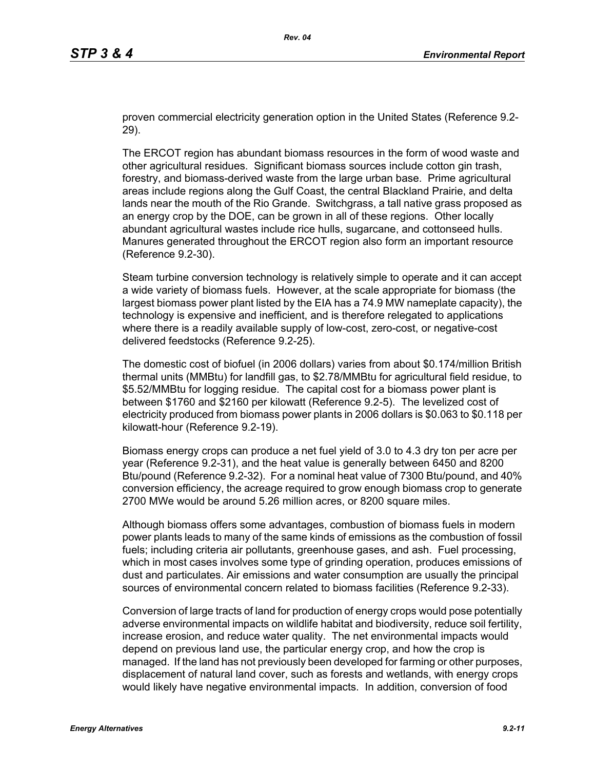proven commercial electricity generation option in the United States (Reference 9.2-29).

The ERCOT region has abundant biomass resources in the form of wood waste and other agricultural residues. Significant biomass sources include cotton gin trash, forestry, and biomass-derived waste from the large urban base. Prime agricultural areas include regions along the Gulf Coast, the central Blackland Prairie, and delta lands near the mouth of the Rio Grande. Switchgrass, a tall native grass proposed as an energy crop by the DOE, can be grown in all of these regions. Other locally abundant agricultural wastes include rice hulls, sugarcane, and cottonseed hulls. Manures generated throughout the ERCOT region also form an important resource (Reference 9.2-30).

Steam turbine conversion technology is relatively simple to operate and it can accept a wide variety of biomass fuels. However, at the scale appropriate for biomass (the largest biomass power plant listed by the EIA has a 74.9 MW nameplate capacity), the technology is expensive and inefficient, and is therefore relegated to applications where there is a readily available supply of low-cost, zero-cost, or negative-cost delivered feedstocks (Reference 9.2-25).

The domestic cost of biofuel (in 2006 dollars) varies from about $0.174/million British thermal units (MMBtu) for landfill gas, to $2.78/MMBtu for agricultural field residue, to $5.52/MMBtu for logging residue. The capital cost for a biomass power plant is between $1760 and $2160 per kilowatt (Reference 9.2-5). The levelized cost of electricity produced from biomass power plants in 2006 dollars is $0.063 to $0.118 per kilowatt-hour (Reference 9.2-19).

Biomass energy crops can produce a net fuel yield of 3.0 to 4.3 dry ton per acre per year (Reference 9.2-31), and the heat value is generally between 6450 and 8200 Btu/pound (Reference 9.2-32). For a nominal heat value of 7300 Btu/pound, and 40% conversion efficiency, the acreage required to grow enough biomass crop to generate 2700 MWe would be around 5.26 million acres, or 8200 square miles.

Although biomass offers some advantages, combustion of biomass fuels in modern power plants leads to many of the same kinds of emissions as the combustion of fossil fuels; including criteria air pollutants, greenhouse gases, and ash. Fuel processing, which in most cases involves some type of grinding operation, produces emissions of dust and particulates. Air emissions and water consumption are usually the principal sources of environmental concern related to biomass facilities (Reference 9.2-33).

Conversion of large tracts of land for production of energy crops would pose potentially adverse environmental impacts on wildlife habitat and biodiversity, reduce soil fertility, increase erosion, and reduce water quality. The net environmental impacts would depend on previous land use, the particular energy crop, and how the crop is managed. If the land has not previously been developed for farming or other purposes, displacement of natural land cover, such as forests and wetlands, with energy crops would likely have negative environmental impacts. In addition, conversion of food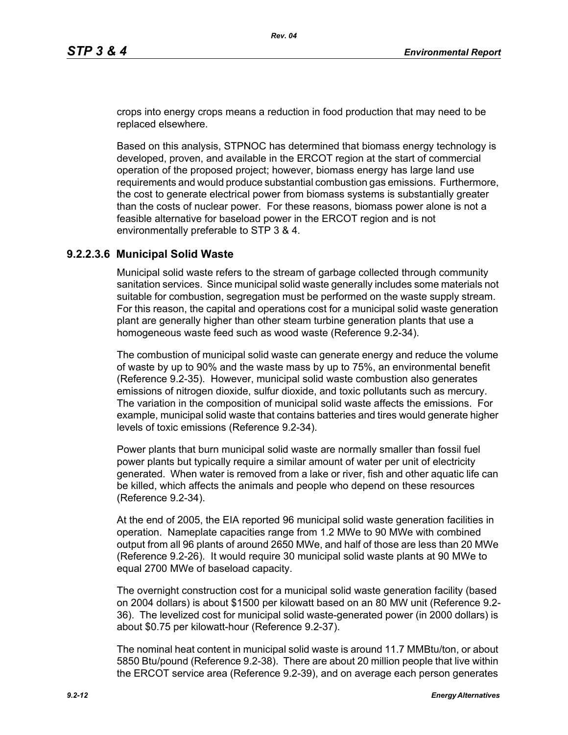crops into energy crops means a reduction in food production that may need to be replaced elsewhere.

Based on this analysis, STPNOC has determined that biomass energy technology is developed, proven, and available in the ERCOT region at the start of commercial operation of the proposed project; however, biomass energy has large land use requirements and would produce substantial combustion gas emissions. Furthermore, the cost to generate electrical power from biomass systems is substantially greater than the costs of nuclear power. For these reasons, biomass power alone is not a feasible alternative for baseload power in the ERCOT region and is not environmentally preferable to STP 3 & 4.

### 9.2.2.3.6 Municipal Solid Waste

Municipal solid waste refers to the stream of garbage collected through community sanitation services. Since municipal solid waste generally includes some materials not suitable for combustion, segregation must be performed on the waste supply stream. For this reason, the capital and operations cost for a municipal solid waste generation plant are generally higher than other steam turbine generation plants that use a homogeneous waste feed such as wood waste (Reference 9.2-34).

The combustion of municipal solid waste can generate energy and reduce the volume of waste by up to 90% and the waste mass by up to 75%, an environmental benefit (Reference 9.2-35). However, municipal solid waste combustion also generates emissions of nitrogen dioxide, sulfur dioxide, and toxic pollutants such as mercury. The variation in the composition of municipal solid waste affects the emissions. For example, municipal solid waste that contains batteries and tires would generate higher levels of toxic emissions (Reference 9.2-34).

Power plants that burn municipal solid waste are normally smaller than fossil fuel power plants but typically require a similar amount of water per unit of electricity generated. When water is removed from a lake or river, fish and other aquatic life can be killed, which affects the animals and people who depend on these resources (Reference 9.2-34).

At the end of 2005, the EIA reported 96 municipal solid waste generation facilities in operation. Nameplate capacities range from 1.2 MWe to 90 MWe with combined output from all 96 plants of around 2650 MWe, and half of those are less than 20 MWe (Reference 9.2-26). It would require 30 municipal solid waste plants at 90 MWe to equal 2700 MWe of baseload capacity.

The overnight construction cost for a municipal solid waste generation facility (based on 2004 dollars) is about $1500 per kilowatt based on an 80 MW unit (Reference 9.2-36). The levelized cost for municipal solid waste-generated power (in 2000 dollars) is about $0.75 per kilowatt-hour (Reference 9.2-37).

The nominal heat content in municipal solid waste is around 11.7 MMBtu/ton, or about 5850 Btu/pound (Reference 9.2-38). There are about 20 million people that live within the ERCOT service area (Reference 9.2-39), and on average each person generates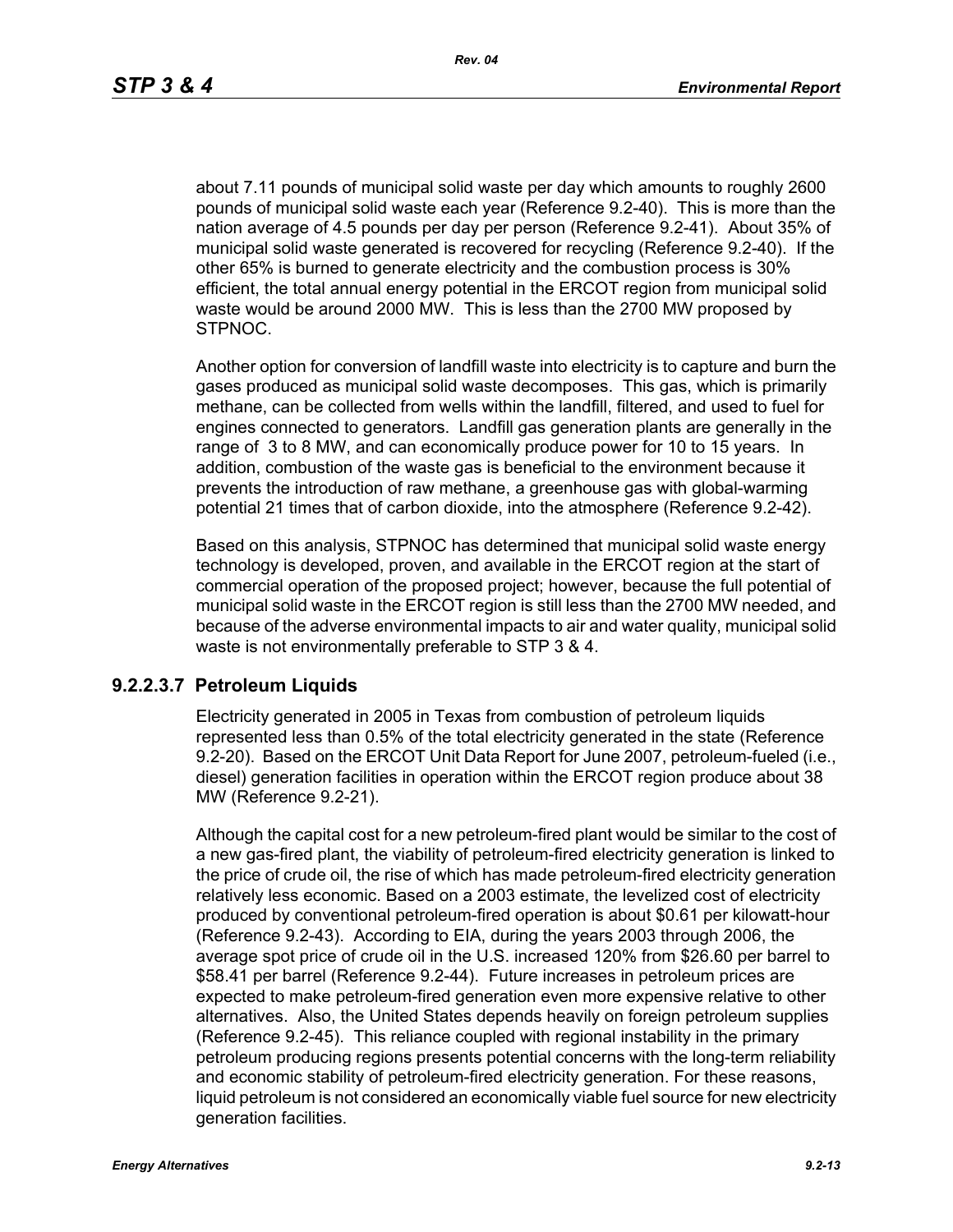about 7.11 pounds of municipal solid waste per day which amounts to roughly 2600 pounds of municipal solid waste each year (Reference 9.2-40). This is more than the nation average of 4.5 pounds per day per person (Reference 9.2-41). About 35% of municipal solid waste generated is recovered for recycling (Reference 9.2-40). If the other 65% is burned to generate electricity and the combustion process is 30% efficient, the total annual energy potential in the ERCOT region from municipal solid waste would be around 2000 MW. This is less than the 2700 MW proposed by STPNOC.

Another option for conversion of landfill waste into electricity is to capture and burn the gases produced as municipal solid waste decomposes. This gas, which is primarily methane, can be collected from wells within the landfill, filtered, and used to fuel for engines connected to generators. Landfill gas generation plants are generally in the range of 3 to 8 MW, and can economically produce power for 10 to 15 years. In addition, combustion of the waste gas is beneficial to the environment because it prevents the introduction of raw methane, a greenhouse gas with global-warming potential 21 times that of carbon dioxide, into the atmosphere (Reference 9.2-42).

Based on this analysis, STPNOC has determined that municipal solid waste energy technology is developed, proven, and available in the ERCOT region at the start of commercial operation of the proposed project; however, because the full potential of municipal solid waste in the ERCOT region is still less than the 2700 MW needed, and because of the adverse environmental impacts to air and water quality, municipal solid waste is not environmentally preferable to STP 3 & 4.

### 9.2.2.3.7 Petroleum Liquids

Electricity generated in 2005 in Texas from combustion of petroleum liquids represented less than 0.5% of the total electricity generated in the state (Reference 9.2-20). Based on the ERCOT Unit Data Report for June 2007, petroleum-fueled (i.e., diesel) generation facilities in operation within the ERCOT region produce about 38 MW (Reference 9.2-21).

Although the capital cost for a new petroleum-fired plant would be similar to the cost of a new gas-fired plant, the viability of petroleum-fired electricity generation is linked to the price of crude oil, the rise of which has made petroleum-fired electricity generation relatively less economic. Based on a 2003 estimate, the levelized cost of electricity produced by conventional petroleum-fired operation is about $0.61 per kilowatt-hour (Reference 9.2-43). According to EIA, during the years 2003 through 2006, the average spot price of crude oil in the U.S. increased 120% from $26.60 per barrel to $58.41 per barrel (Reference 9.2-44). Future increases in petroleum prices are expected to make petroleum-fired generation even more expensive relative to other alternatives. Also, the United States depends heavily on foreign petroleum supplies (Reference 9.2-45). This reliance coupled with regional instability in the primary petroleum producing regions presents potential concerns with the long-term reliability and economic stability of petroleum-fired electricity generation. For these reasons, liquid petroleum is not considered an economically viable fuel source for new electricity generation facilities.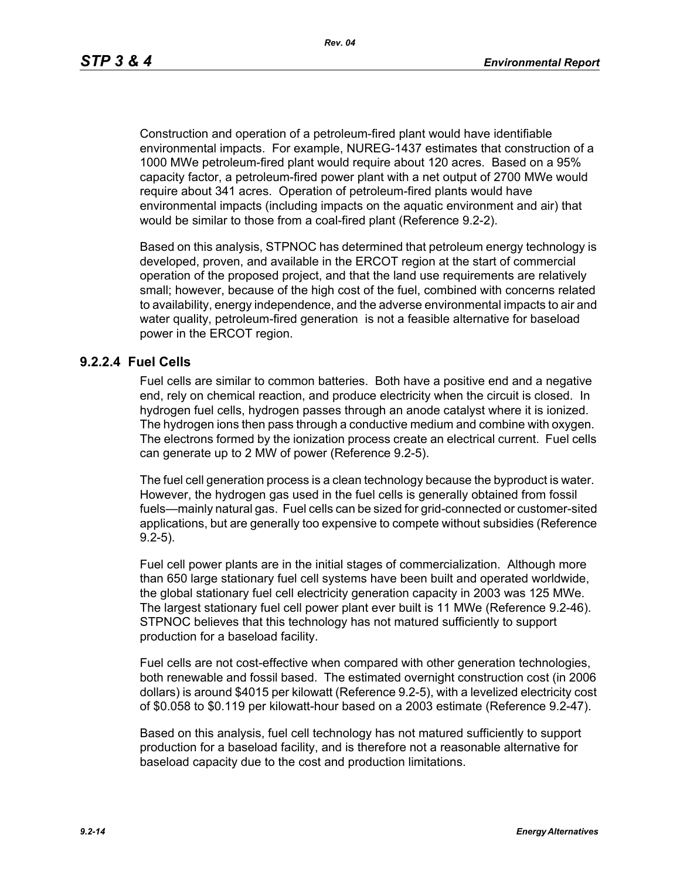Construction and operation of a petroleum-fired plant would have identifiable environmental impacts. For example, NUREG-1437 estimates that construction of a 1000 MWe petroleum-fired plant would require about 120 acres. Based on a 95% capacity factor, a petroleum-fired power plant with a net output of 2700 MWe would require about 341 acres. Operation of petroleum-fired plants would have environmental impacts (including impacts on the aquatic environment and air) that would be similar to those from a coal-fired plant (Reference 9.2-2).

Based on this analysis, STPNOC has determined that petroleum energy technology is developed, proven, and available in the ERCOT region at the start of commercial operation of the proposed project, and that the land use requirements are relatively small; however, because of the high cost of the fuel, combined with concerns related to availability, energy independence, and the adverse environmental impacts to air and water quality, petroleum-fired generation is not a feasible alternative for baseload power in the ERCOT region.

### 9.2.2.4 Fuel Cells

Fuel cells are similar to common batteries. Both have a positive end and a negative end, rely on chemical reaction, and produce electricity when the circuit is closed. In hydrogen fuel cells, hydrogen passes through an anode catalyst where it is ionized. The hydrogen ions then pass through a conductive medium and combine with oxygen. The electrons formed by the ionization process create an electrical current. Fuel cells can generate up to 2 MW of power (Reference 9.2-5).

The fuel cell generation process is a clean technology because the byproduct is water. However, the hydrogen gas used in the fuel cells is generally obtained from fossil fuels—mainly natural gas. Fuel cells can be sized for grid-connected or customer-sited applications, but are generally too expensive to compete without subsidies (Reference 9.2-5).

Fuel cell power plants are in the initial stages of commercialization. Although more than 650 large stationary fuel cell systems have been built and operated worldwide, the global stationary fuel cell electricity generation capacity in 2003 was 125 MWe. The largest stationary fuel cell power plant ever built is 11 MWe (Reference 9.2-46). STPNOC believes that this technology has not matured sufficiently to support production for a baseload facility.

Fuel cells are not cost-effective when compared with other generation technologies, both renewable and fossil based. The estimated overnight construction cost (in 2006 dollars) is around $4015 per kilowatt (Reference 9.2-5), with a levelized electricity cost of $0.058 to $0.119 per kilowatt-hour based on a 2003 estimate (Reference 9.2-47).

Based on this analysis, fuel cell technology has not matured sufficiently to support production for a baseload facility, and is therefore not a reasonable alternative for baseload capacity due to the cost and production limitations.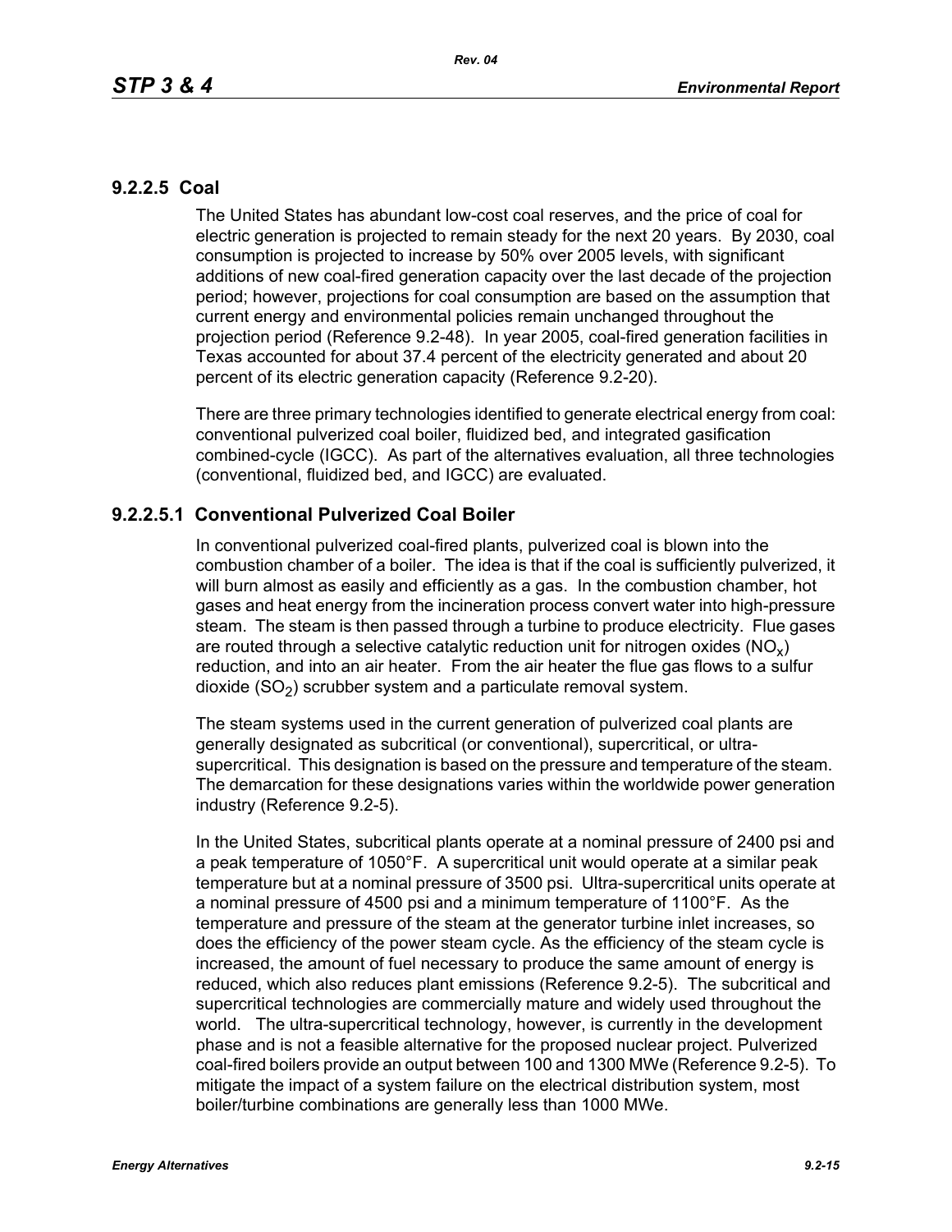### 9.2.2.5 Coal

The United States has abundant low-cost coal reserves, and the price of coal for electric generation is projected to remain steady for the next 20 years. By 2030, coal consumption is projected to increase by 50% over 2005 levels, with significant additions of new coal-fired generation capacity over the last decade of the projection period; however, projections for coal consumption are based on the assumption that current energy and environmental policies remain unchanged throughout the projection period (Reference 9.2-48). In year 2005, coal-fired generation facilities in Texas accounted for about 37.4 percent of the electricity generated and about 20 percent of its electric generation capacity (Reference 9.2-20).

There are three primary technologies identified to generate electrical energy from coal: conventional pulverized coal boiler, fluidized bed, and integrated gasification combined-cycle (IGCC). As part of the alternatives evaluation, all three technologies (conventional, fluidized bed, and IGCC) are evaluated.

#### 9.2.2.5.1 Conventional Pulverized Coal Boiler

In conventional pulverized coal-fired plants, pulverized coal is blown into the combustion chamber of a boiler. The idea is that if the coal is sufficiently pulverized, it will burn almost as easily and efficiently as a gas. In the combustion chamber, hot gases and heat energy from the incineration process convert water into high-pressure steam. The steam is then passed through a turbine to produce electricity. Flue gases are routed through a selective catalytic reduction unit for nitrogen oxides ($NO_x$) reduction, and into an air heater. From the air heater the flue gas flows to a sulfur dioxide ($SO_2$) scrubber system and a particulate removal system.

The steam systems used in the current generation of pulverized coal plants are generally designated as subcritical (or conventional), supercritical, or ultra-supercritical. This designation is based on the pressure and temperature of the steam. The demarcation for these designations varies within the worldwide power generation industry (Reference 9.2-5).

In the United States, subcritical plants operate at a nominal pressure of 2400 psi and a peak temperature of 1050°F. A supercritical unit would operate at a similar peak temperature but at a nominal pressure of 3500 psi. Ultra-supercritical units operate at a nominal pressure of 4500 psi and a minimum temperature of 1100°F. As the temperature and pressure of the steam at the generator turbine inlet increases, so does the efficiency of the power steam cycle. As the efficiency of the steam cycle is increased, the amount of fuel necessary to produce the same amount of energy is reduced, which also reduces plant emissions (Reference 9.2-5). The subcritical and supercritical technologies are commercially mature and widely used throughout the world. The ultra-supercritical technology, however, is currently in the development phase and is not a feasible alternative for the proposed nuclear project. Pulverized coal-fired boilers provide an output between 100 and 1300 MWe (Reference 9.2-5). To mitigate the impact of a system failure on the electrical distribution system, most boiler/turbine combinations are generally less than 1000 MWe.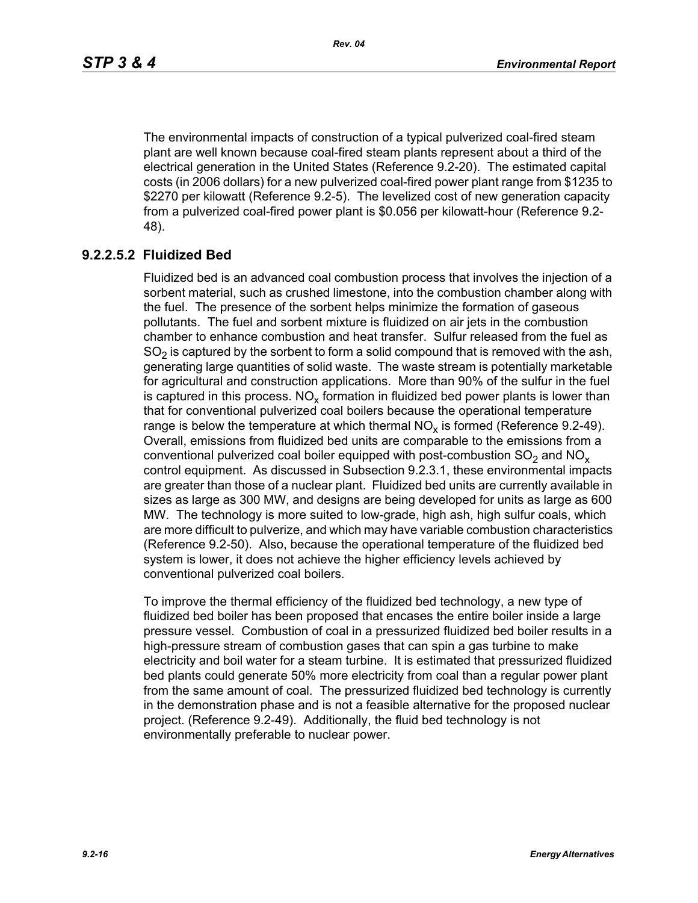The environmental impacts of construction of a typical pulverized coal-fired steam plant are well known because coal-fired steam plants represent about a third of the electrical generation in the United States (Reference 9.2-20). The estimated capital costs (in 2006 dollars) for a new pulverized coal-fired power plant range from $1235 to $2270 per kilowatt (Reference 9.2-5). The levelized cost of new generation capacity from a pulverized coal-fired power plant is $0.056 per kilowatt-hour (Reference 9.2-48).

### 9.2.2.5.2 Fluidized Bed

Fluidized bed is an advanced coal combustion process that involves the injection of a sorbent material, such as crushed limestone, into the combustion chamber along with the fuel. The presence of the sorbent helps minimize the formation of gaseous pollutants. The fuel and sorbent mixture is fluidized on air jets in the combustion chamber to enhance combustion and heat transfer. Sulfur released from the fuel as $SO_2$ is captured by the sorbent to form a solid compound that is removed with the ash, generating large quantities of solid waste. The waste stream is potentially marketable for agricultural and construction applications. More than 90% of the sulfur in the fuel is captured in this process. $NO_x$ formation in fluidized bed power plants is lower than that for conventional pulverized coal boilers because the operational temperature range is below the temperature at which thermal $NO_x$ is formed (Reference 9.2-49). Overall, emissions from fluidized bed units are comparable to the emissions from a conventional pulverized coal boiler equipped with post-combustion $SO_2$ and $NO_x$ control equipment. As discussed in Subsection 9.2.3.1, these environmental impacts are greater than those of a nuclear plant. Fluidized bed units are currently available in sizes as large as 300 MW, and designs are being developed for units as large as 600 MW. The technology is more suited to low-grade, high ash, high sulfur coals, which are more difficult to pulverize, and which may have variable combustion characteristics (Reference 9.2-50). Also, because the operational temperature of the fluidized bed system is lower, it does not achieve the higher efficiency levels achieved by conventional pulverized coal boilers.

To improve the thermal efficiency of the fluidized bed technology, a new type of fluidized bed boiler has been proposed that encases the entire boiler inside a large pressure vessel. Combustion of coal in a pressurized fluidized bed boiler results in a high-pressure stream of combustion gases that can spin a gas turbine to make electricity and boil water for a steam turbine. It is estimated that pressurized fluidized bed plants could generate 50% more electricity from coal than a regular power plant from the same amount of coal. The pressurized fluidized bed technology is currently in the demonstration phase and is not a feasible alternative for the proposed nuclear project. (Reference 9.2-49). Additionally, the fluid bed technology is not environmentally preferable to nuclear power.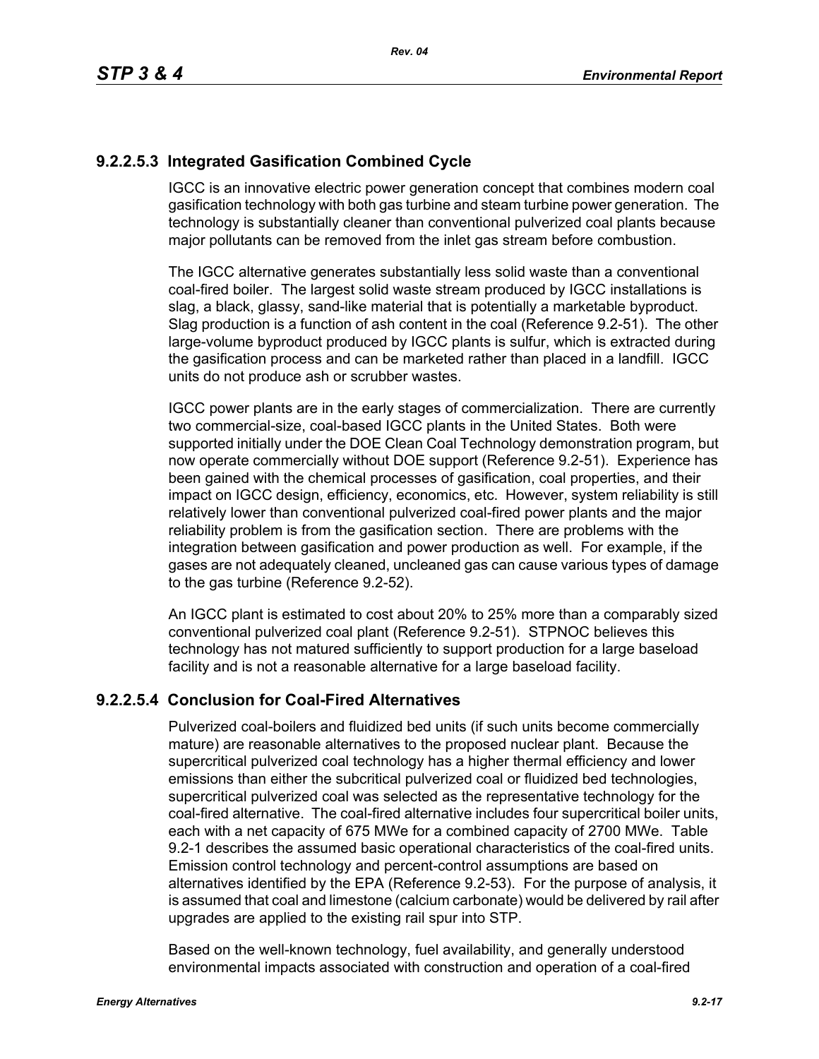### 9.2.2.5.3 Integrated Gasification Combined Cycle

IGCC is an innovative electric power generation concept that combines modern coal gasification technology with both gas turbine and steam turbine power generation. The technology is substantially cleaner than conventional pulverized coal plants because major pollutants can be removed from the inlet gas stream before combustion.

The IGCC alternative generates substantially less solid waste than a conventional coal-fired boiler. The largest solid waste stream produced by IGCC installations is slag, a black, glassy, sand-like material that is potentially a marketable byproduct. Slag production is a function of ash content in the coal (Reference 9.2-51). The other large-volume byproduct produced by IGCC plants is sulfur, which is extracted during the gasification process and can be marketed rather than placed in a landfill. IGCC units do not produce ash or scrubber wastes.

IGCC power plants are in the early stages of commercialization. There are currently two commercial-size, coal-based IGCC plants in the United States. Both were supported initially under the DOE Clean Coal Technology demonstration program, but now operate commercially without DOE support (Reference 9.2-51). Experience has been gained with the chemical processes of gasification, coal properties, and their impact on IGCC design, efficiency, economics, etc. However, system reliability is still relatively lower than conventional pulverized coal-fired power plants and the major reliability problem is from the gasification section. There are problems with the integration between gasification and power production as well. For example, if the gases are not adequately cleaned, uncleaned gas can cause various types of damage to the gas turbine (Reference 9.2-52).

An IGCC plant is estimated to cost about 20% to 25% more than a comparably sized conventional pulverized coal plant (Reference 9.2-51). STPNOC believes this technology has not matured sufficiently to support production for a large baseload facility and is not a reasonable alternative for a large baseload facility.

### 9.2.2.5.4 Conclusion for Coal-Fired Alternatives

Pulverized coal-boilers and fluidized bed units (if such units become commercially mature) are reasonable alternatives to the proposed nuclear plant. Because the supercritical pulverized coal technology has a higher thermal efficiency and lower emissions than either the subcritical pulverized coal or fluidized bed technologies, supercritical pulverized coal was selected as the representative technology for the coal-fired alternative. The coal-fired alternative includes four supercritical boiler units, each with a net capacity of 675 MWe for a combined capacity of 2700 MWe. Table 9.2-1 describes the assumed basic operational characteristics of the coal-fired units. Emission control technology and percent-control assumptions are based on alternatives identified by the EPA (Reference 9.2-53). For the purpose of analysis, it is assumed that coal and limestone (calcium carbonate) would be delivered by rail after upgrades are applied to the existing rail spur into STP.

Based on the well-known technology, fuel availability, and generally understood environmental impacts associated with construction and operation of a coal-fired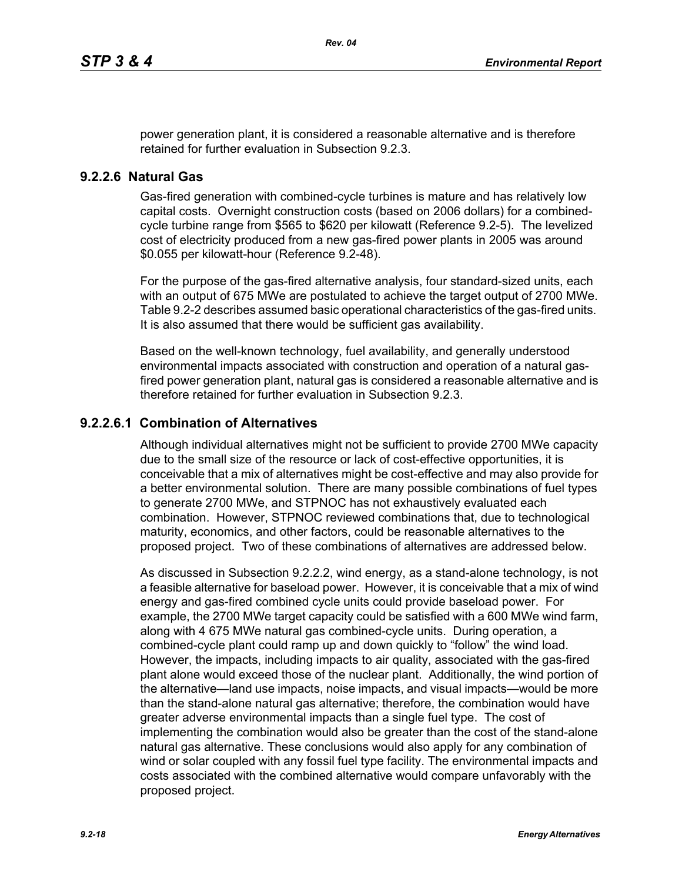power generation plant, it is considered a reasonable alternative and is therefore retained for further evaluation in Subsection 9.2.3.

### 9.2.2.6 Natural Gas

Gas-fired generation with combined-cycle turbines is mature and has relatively low capital costs. Overnight construction costs (based on 2006 dollars) for a combined-cycle turbine range from $565 to $620 per kilowatt (Reference 9.2-5). The levelized cost of electricity produced from a new gas-fired power plants in 2005 was around $0.055 per kilowatt-hour (Reference 9.2-48).

For the purpose of the gas-fired alternative analysis, four standard-sized units, each with an output of 675 MWe are postulated to achieve the target output of 2700 MWe. Table 9.2-2 describes assumed basic operational characteristics of the gas-fired units. It is also assumed that there would be sufficient gas availability.

Based on the well-known technology, fuel availability, and generally understood environmental impacts associated with construction and operation of a natural gas-fired power generation plant, natural gas is considered a reasonable alternative and is therefore retained for further evaluation in Subsection 9.2.3.

#### 9.2.2.6.1 Combination of Alternatives

Although individual alternatives might not be sufficient to provide 2700 MWe capacity due to the small size of the resource or lack of cost-effective opportunities, it is conceivable that a mix of alternatives might be cost-effective and may also provide for a better environmental solution. There are many possible combinations of fuel types to generate 2700 MWe, and STPNOC has not exhaustively evaluated each combination. However, STPNOC reviewed combinations that, due to technological maturity, economics, and other factors, could be reasonable alternatives to the proposed project. Two of these combinations of alternatives are addressed below.

As discussed in Subsection 9.2.2.2, wind energy, as a stand-alone technology, is not a feasible alternative for baseload power. However, it is conceivable that a mix of wind energy and gas-fired combined cycle units could provide baseload power. For example, the 2700 MWe target capacity could be satisfied with a 600 MWe wind farm, along with 4 675 MWe natural gas combined-cycle units. During operation, a combined-cycle plant could ramp up and down quickly to "follow" the wind load. However, the impacts, including impacts to air quality, associated with the gas-fired plant alone would exceed those of the nuclear plant. Additionally, the wind portion of the alternative—land use impacts, noise impacts, and visual impacts—would be more than the stand-alone natural gas alternative; therefore, the combination would have greater adverse environmental impacts than a single fuel type. The cost of implementing the combination would also be greater than the cost of the stand-alone natural gas alternative. These conclusions would also apply for any combination of wind or solar coupled with any fossil fuel type facility. The environmental impacts and costs associated with the combined alternative would compare unfavorably with the proposed project.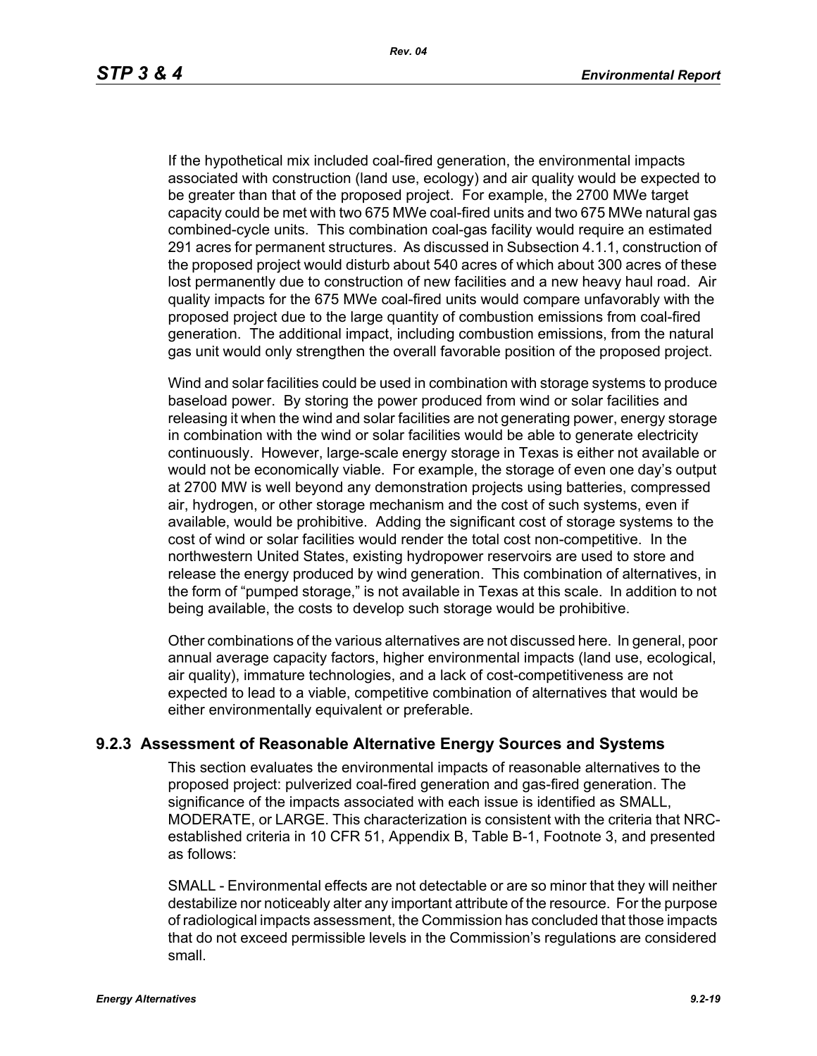If the hypothetical mix included coal-fired generation, the environmental impacts associated with construction (land use, ecology) and air quality would be expected to be greater than that of the proposed project. For example, the 2700 MWe target capacity could be met with two 675 MWe coal-fired units and two 675 MWe natural gas combined-cycle units. This combination coal-gas facility would require an estimated 291 acres for permanent structures. As discussed in Subsection 4.1.1, construction of the proposed project would disturb about 540 acres of which about 300 acres of these lost permanently due to construction of new facilities and a new heavy haul road. Air quality impacts for the 675 MWe coal-fired units would compare unfavorably with the proposed project due to the large quantity of combustion emissions from coal-fired generation. The additional impact, including combustion emissions, from the natural gas unit would only strengthen the overall favorable position of the proposed project.

Wind and solar facilities could be used in combination with storage systems to produce baseload power. By storing the power produced from wind or solar facilities and releasing it when the wind and solar facilities are not generating power, energy storage in combination with the wind or solar facilities would be able to generate electricity continuously. However, large-scale energy storage in Texas is either not available or would not be economically viable. For example, the storage of even one day's output at 2700 MW is well beyond any demonstration projects using batteries, compressed air, hydrogen, or other storage mechanism and the cost of such systems, even if available, would be prohibitive. Adding the significant cost of storage systems to the cost of wind or solar facilities would render the total cost non-competitive. In the northwestern United States, existing hydropower reservoirs are used to store and release the energy produced by wind generation. This combination of alternatives, in the form of "pumped storage," is not available in Texas at this scale. In addition to not being available, the costs to develop such storage would be prohibitive.

Other combinations of the various alternatives are not discussed here. In general, poor annual average capacity factors, higher environmental impacts (land use, ecological, air quality), immature technologies, and a lack of cost-competitiveness are not expected to lead to a viable, competitive combination of alternatives that would be either environmentally equivalent or preferable.

### 9.2.3 Assessment of Reasonable Alternative Energy Sources and Systems

This section evaluates the environmental impacts of reasonable alternatives to the proposed project: pulverized coal-fired generation and gas-fired generation. The significance of the impacts associated with each issue is identified as SMALL, MODERATE, or LARGE. This characterization is consistent with the criteria that NRC-established criteria in 10 CFR 51, Appendix B, Table B-1, Footnote 3, and presented as follows:

SMALL - Environmental effects are not detectable or are so minor that they will neither destabilize nor noticeably alter any important attribute of the resource. For the purpose of radiological impacts assessment, the Commission has concluded that those impacts that do not exceed permissible levels in the Commission's regulations are considered small.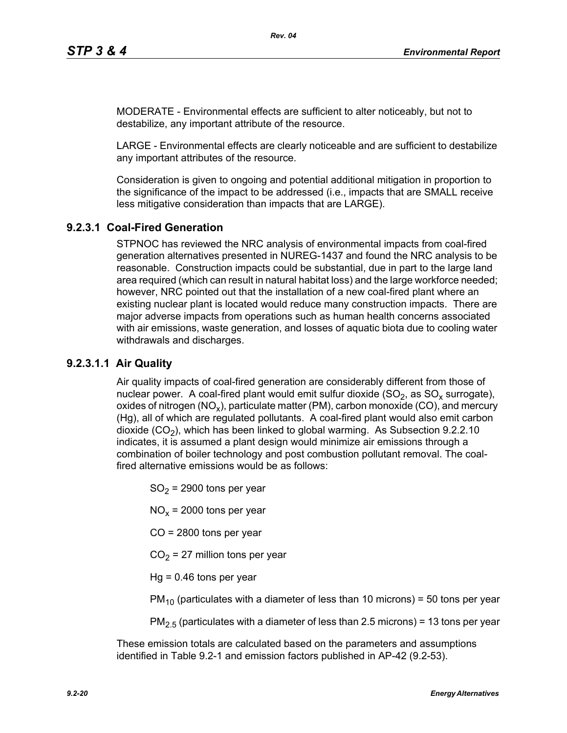MODERATE - Environmental effects are sufficient to alter noticeably, but not to destabilize, any important attribute of the resource.

LARGE - Environmental effects are clearly noticeable and are sufficient to destabilize any important attributes of the resource.

Consideration is given to ongoing and potential additional mitigation in proportion to the significance of the impact to be addressed (i.e., impacts that are SMALL receive less mitigative consideration than impacts that are LARGE).

### 9.2.3.1 Coal-Fired Generation

STPNOC has reviewed the NRC analysis of environmental impacts from coal-fired generation alternatives presented in NUREG-1437 and found the NRC analysis to be reasonable. Construction impacts could be substantial, due in part to the large land area required (which can result in natural habitat loss) and the large workforce needed; however, NRC pointed out that the installation of a new coal-fired plant where an existing nuclear plant is located would reduce many construction impacts. There are major adverse impacts from operations such as human health concerns associated with air emissions, waste generation, and losses of aquatic biota due to cooling water withdrawals and discharges.

#### 9.2.3.1.1 Air Quality

Air quality impacts of coal-fired generation are considerably different from those of nuclear power. A coal-fired plant would emit sulfur dioxide ($SO_2$, as $SO_x$ surrogate), oxides of nitrogen ($NO_x$), particulate matter (PM), carbon monoxide (CO), and mercury (Hg), all of which are regulated pollutants. A coal-fired plant would also emit carbon dioxide ($CO_2$), which has been linked to global warming. As Subsection 9.2.2.10 indicates, it is assumed a plant design would minimize air emissions through a combination of boiler technology and post combustion pollutant removal. The coal-fired alternative emissions would be as follows:

$SO_2$ = 2900 tons per year

$NO_x$ = 2000 tons per year

CO = 2800 tons per year

$CO_2$ = 27 million tons per year

Hg = 0.46 tons per year

$PM_{10}$ (particulates with a diameter of less than 10 microns) = 50 tons per year

$PM_{2.5}$ (particulates with a diameter of less than 2.5 microns) = 13 tons per year

These emission totals are calculated based on the parameters and assumptions identified in Table 9.2-1 and emission factors published in AP-42 (9.2-53).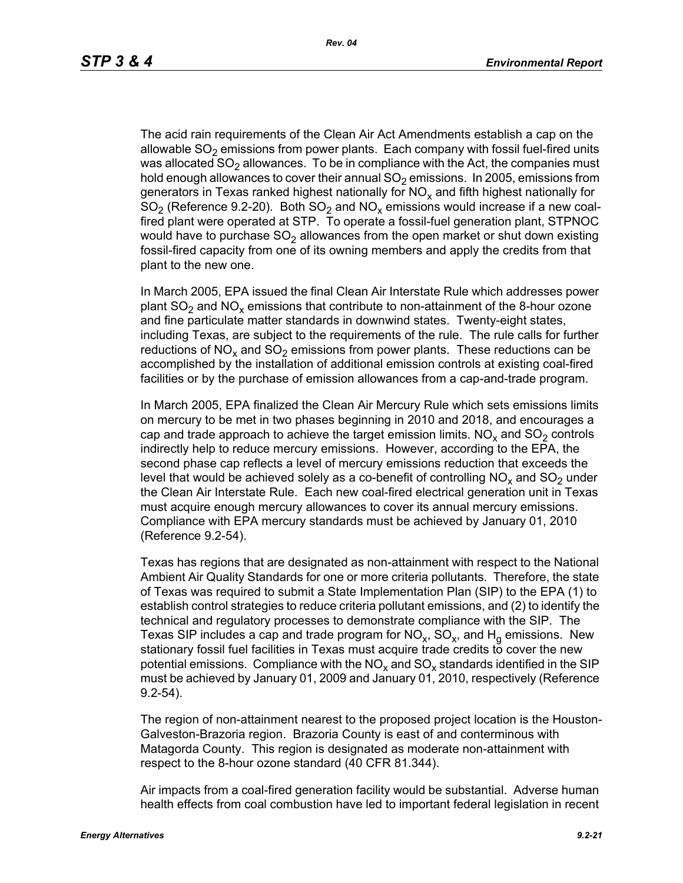The acid rain requirements of the Clean Air Act Amendments establish a cap on the allowable $SO_2$ emissions from power plants. Each company with fossil fuel-fired units was allocated $SO_2$ allowances. To be in compliance with the Act, the companies must hold enough allowances to cover their annual $SO_2$ emissions. In 2005, emissions from generators in Texas ranked highest nationally for $NO_x$ and fifth highest nationally for $SO_2$ (Reference 9.2-20). Both $SO_2$ and $NO_x$ emissions would increase if a new coal-fired plant were operated at STP. To operate a fossil-fuel generation plant, STPNOC would have to purchase $SO_2$ allowances from the open market or shut down existing fossil-fired capacity from one of its owning members and apply the credits from that plant to the new one.

In March 2005, EPA issued the final Clean Air Interstate Rule which addresses power plant $SO_2$ and $NO_x$ emissions that contribute to non-attainment of the 8-hour ozone and fine particulate matter standards in downwind states. Twenty-eight states, including Texas, are subject to the requirements of the rule. The rule calls for further reductions of $NO_x$ and $SO_2$ emissions from power plants. These reductions can be accomplished by the installation of additional emission controls at existing coal-fired facilities or by the purchase of emission allowances from a cap-and-trade program.

In March 2005, EPA finalized the Clean Air Mercury Rule which sets emissions limits on mercury to be met in two phases beginning in 2010 and 2018, and encourages a cap and trade approach to achieve the target emission limits. $NO_x$ and $SO_2$ controls indirectly help to reduce mercury emissions. However, according to the EPA, the second phase cap reflects a level of mercury emissions reduction that exceeds the level that would be achieved solely as a co-benefit of controlling $NO_x$ and $SO_2$ under the Clean Air Interstate Rule. Each new coal-fired electrical generation unit in Texas must acquire enough mercury allowances to cover its annual mercury emissions. Compliance with EPA mercury standards must be achieved by January 01, 2010 (Reference 9.2-54).

Texas has regions that are designated as non-attainment with respect to the National Ambient Air Quality Standards for one or more criteria pollutants. Therefore, the state of Texas was required to submit a State Implementation Plan (SIP) to the EPA (1) to establish control strategies to reduce criteria pollutant emissions, and (2) to identify the technical and regulatory processes to demonstrate compliance with the SIP. The Texas SIP includes a cap and trade program for $NO_x$, $SO_x$, and $H_g$ emissions. New stationary fossil fuel facilities in Texas must acquire trade credits to cover the new potential emissions. Compliance with the $NO_x$ and $SO_x$ standards identified in the SIP must be achieved by January 01, 2009 and January 01, 2010, respectively (Reference 9.2-54).

The region of non-attainment nearest to the proposed project location is the Houston-Galveston-Brazoria region. Brazoria County is east of and conterminous with Matagorda County. This region is designated as moderate non-attainment with respect to the 8-hour ozone standard (40 CFR 81.344).

Air impacts from a coal-fired generation facility would be substantial. Adverse human health effects from coal combustion have led to important federal legislation in recent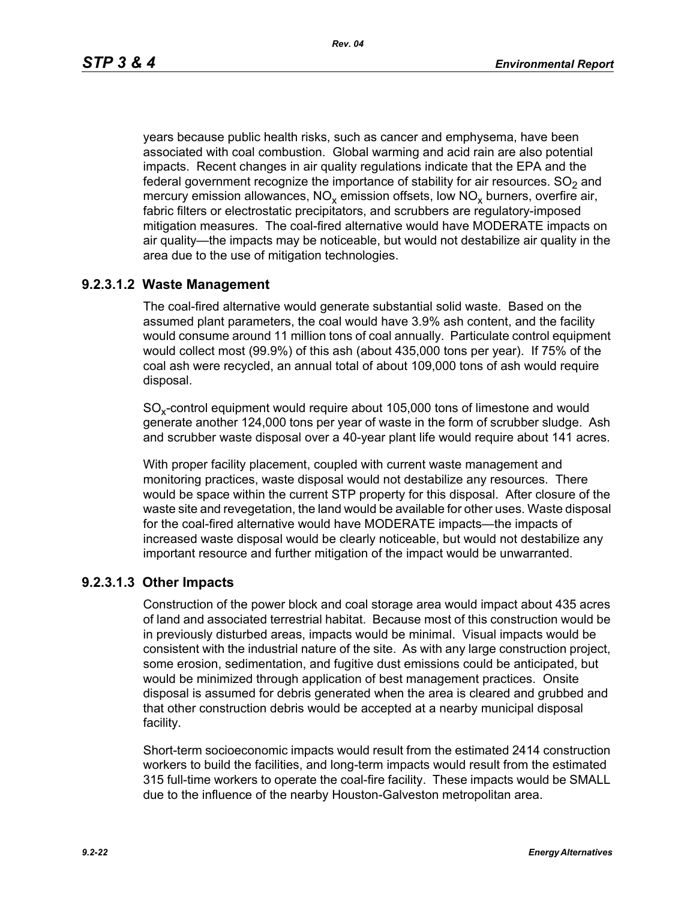years because public health risks, such as cancer and emphysema, have been associated with coal combustion. Global warming and acid rain are also potential impacts. Recent changes in air quality regulations indicate that the EPA and the federal government recognize the importance of stability for air resources. $SO_2$ and mercury emission allowances, $NO_x$ emission offsets, low $NO_x$ burners, overfire air, fabric filters or electrostatic precipitators, and scrubbers are regulatory-imposed mitigation measures. The coal-fired alternative would have MODERATE impacts on air quality—the impacts may be noticeable, but would not destabilize air quality in the area due to the use of mitigation technologies.

### 9.2.3.1.2 Waste Management

The coal-fired alternative would generate substantial solid waste. Based on the assumed plant parameters, the coal would have 3.9% ash content, and the facility would consume around 11 million tons of coal annually. Particulate control equipment would collect most (99.9%) of this ash (about 435,000 tons per year). If 75% of the coal ash were recycled, an annual total of about 109,000 tons of ash would require disposal.

$SO_x$-control equipment would require about 105,000 tons of limestone and would generate another 124,000 tons per year of waste in the form of scrubber sludge. Ash and scrubber waste disposal over a 40-year plant life would require about 141 acres.

With proper facility placement, coupled with current waste management and monitoring practices, waste disposal would not destabilize any resources. There would be space within the current STP property for this disposal. After closure of the waste site and revegetation, the land would be available for other uses. Waste disposal for the coal-fired alternative would have MODERATE impacts—the impacts of increased waste disposal would be clearly noticeable, but would not destabilize any important resource and further mitigation of the impact would be unwarranted.

### 9.2.3.1.3 Other Impacts

Construction of the power block and coal storage area would impact about 435 acres of land and associated terrestrial habitat. Because most of this construction would be in previously disturbed areas, impacts would be minimal. Visual impacts would be consistent with the industrial nature of the site. As with any large construction project, some erosion, sedimentation, and fugitive dust emissions could be anticipated, but would be minimized through application of best management practices. Onsite disposal is assumed for debris generated when the area is cleared and grubbed and that other construction debris would be accepted at a nearby municipal disposal facility.

Short-term socioeconomic impacts would result from the estimated 2414 construction workers to build the facilities, and long-term impacts would result from the estimated 315 full-time workers to operate the coal-fire facility. These impacts would be SMALL due to the influence of the nearby Houston-Galveston metropolitan area.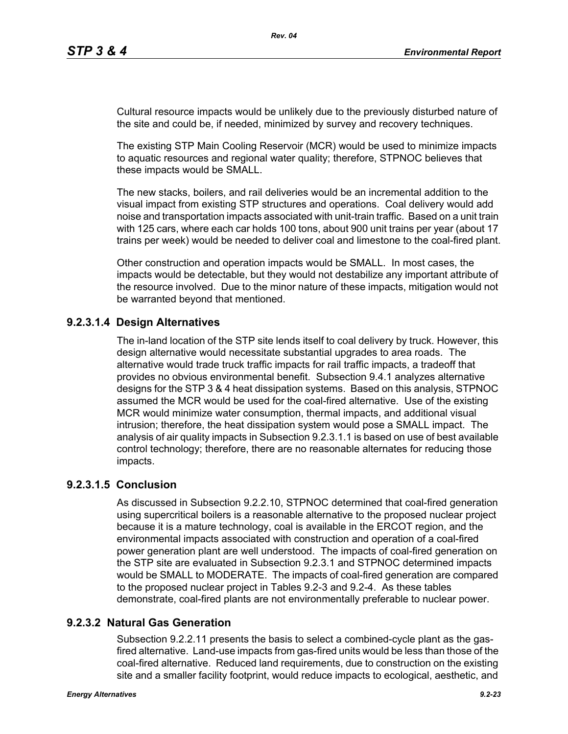Cultural resource impacts would be unlikely due to the previously disturbed nature of the site and could be, if needed, minimized by survey and recovery techniques.

The existing STP Main Cooling Reservoir (MCR) would be used to minimize impacts to aquatic resources and regional water quality; therefore, STPNOC believes that these impacts would be SMALL.

The new stacks, boilers, and rail deliveries would be an incremental addition to the visual impact from existing STP structures and operations. Coal delivery would add noise and transportation impacts associated with unit-train traffic. Based on a unit train with 125 cars, where each car holds 100 tons, about 900 unit trains per year (about 17 trains per week) would be needed to deliver coal and limestone to the coal-fired plant.

Other construction and operation impacts would be SMALL. In most cases, the impacts would be detectable, but they would not destabilize any important attribute of the resource involved. Due to the minor nature of these impacts, mitigation would not be warranted beyond that mentioned.

#### 9.2.3.1.4 Design Alternatives

The in-land location of the STP site lends itself to coal delivery by truck. However, this design alternative would necessitate substantial upgrades to area roads. The alternative would trade truck traffic impacts for rail traffic impacts, a tradeoff that provides no obvious environmental benefit. Subsection 9.4.1 analyzes alternative designs for the STP 3 & 4 heat dissipation systems. Based on this analysis, STPNOC assumed the MCR would be used for the coal-fired alternative. Use of the existing MCR would minimize water consumption, thermal impacts, and additional visual intrusion; therefore, the heat dissipation system would pose a SMALL impact. The analysis of air quality impacts in Subsection 9.2.3.1.1 is based on use of best available control technology; therefore, there are no reasonable alternates for reducing those impacts.

#### 9.2.3.1.5 Conclusion

As discussed in Subsection 9.2.2.10, STPNOC determined that coal-fired generation using supercritical boilers is a reasonable alternative to the proposed nuclear project because it is a mature technology, coal is available in the ERCOT region, and the environmental impacts associated with construction and operation of a coal-fired power generation plant are well understood. The impacts of coal-fired generation on the STP site are evaluated in Subsection 9.2.3.1 and STPNOC determined impacts would be SMALL to MODERATE. The impacts of coal-fired generation are compared to the proposed nuclear project in Tables 9.2-3 and 9.2-4. As these tables demonstrate, coal-fired plants are not environmentally preferable to nuclear power.

### 9.2.3.2 Natural Gas Generation

Subsection 9.2.2.11 presents the basis to select a combined-cycle plant as the gas-fired alternative. Land-use impacts from gas-fired units would be less than those of the coal-fired alternative. Reduced land requirements, due to construction on the existing site and a smaller facility footprint, would reduce impacts to ecological, aesthetic, and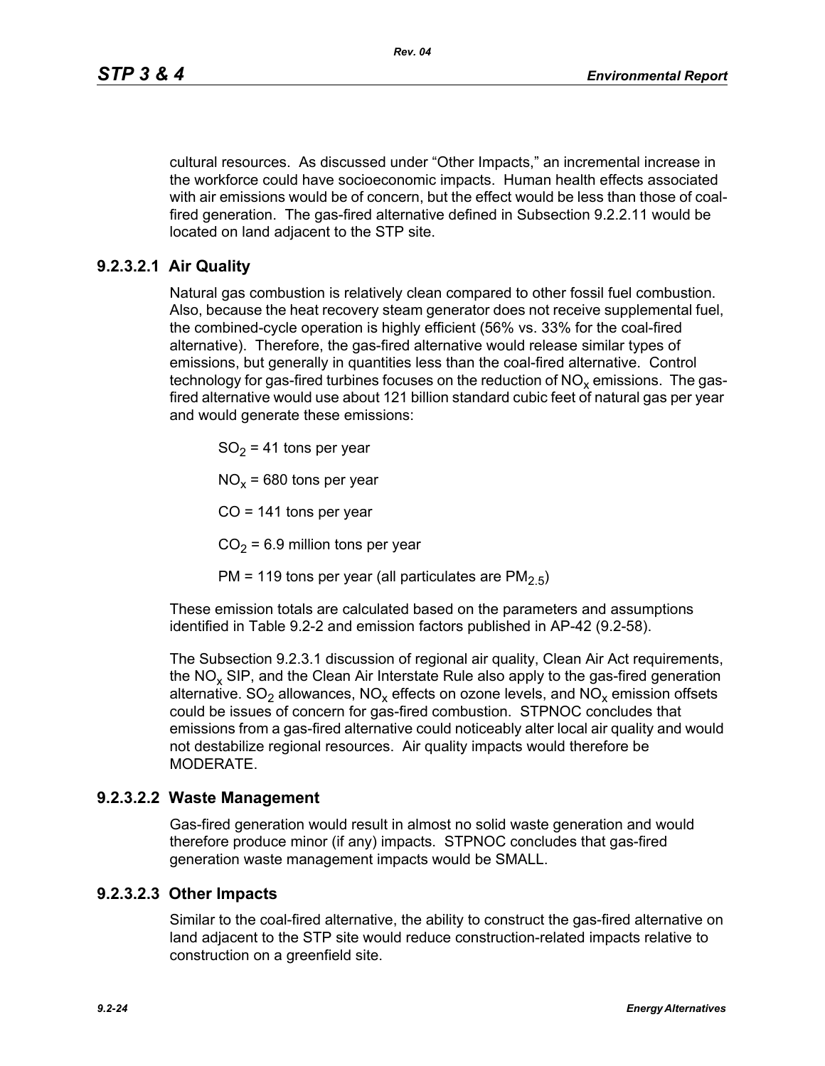cultural resources. As discussed under "Other Impacts," an incremental increase in the workforce could have socioeconomic impacts. Human health effects associated with air emissions would be of concern, but the effect would be less than those of coal-fired generation. The gas-fired alternative defined in Subsection 9.2.2.11 would be located on land adjacent to the STP site.

#### 9.2.3.2.1 Air Quality

Natural gas combustion is relatively clean compared to other fossil fuel combustion. Also, because the heat recovery steam generator does not receive supplemental fuel, the combined-cycle operation is highly efficient (56% vs. 33% for the coal-fired alternative). Therefore, the gas-fired alternative would release similar types of emissions, but generally in quantities less than the coal-fired alternative. Control technology for gas-fired turbines focuses on the reduction of $NO_x$ emissions. The gas-fired alternative would use about 121 billion standard cubic feet of natural gas per year and would generate these emissions:

$SO_2$ = 41 tons per year

$NO_x$ = 680 tons per year

CO = 141 tons per year

$CO_2$ = 6.9 million tons per year

PM = 119 tons per year (all particulates are $PM_{2.5}$)

These emission totals are calculated based on the parameters and assumptions identified in Table 9.2-2 and emission factors published in AP-42 (9.2-58).

The Subsection 9.2.3.1 discussion of regional air quality, Clean Air Act requirements, the $NO_x$ SIP, and the Clean Air Interstate Rule also apply to the gas-fired generation alternative. $SO_2$ allowances, $NO_x$ effects on ozone levels, and $NO_x$ emission offsets could be issues of concern for gas-fired combustion. STPNOC concludes that emissions from a gas-fired alternative could noticeably alter local air quality and would not destabilize regional resources. Air quality impacts would therefore be MODERATE.

#### 9.2.3.2.2 Waste Management

Gas-fired generation would result in almost no solid waste generation and would therefore produce minor (if any) impacts. STPNOC concludes that gas-fired generation waste management impacts would be SMALL.

#### 9.2.3.2.3 Other Impacts

Similar to the coal-fired alternative, the ability to construct the gas-fired alternative on land adjacent to the STP site would reduce construction-related impacts relative to construction on a greenfield site.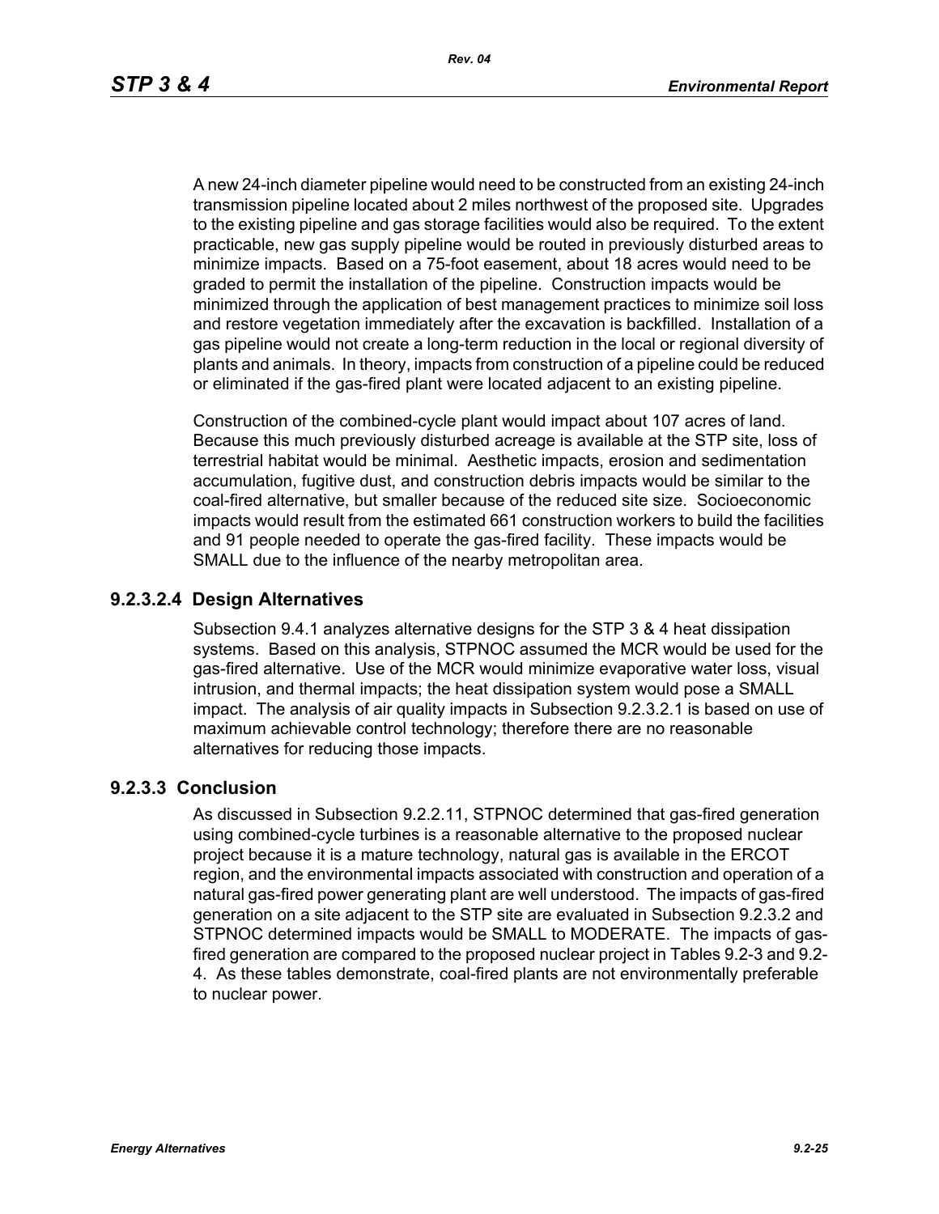A new 24-inch diameter pipeline would need to be constructed from an existing 24-inch transmission pipeline located about 2 miles northwest of the proposed site. Upgrades to the existing pipeline and gas storage facilities would also be required. To the extent practicable, new gas supply pipeline would be routed in previously disturbed areas to minimize impacts. Based on a 75-foot easement, about 18 acres would need to be graded to permit the installation of the pipeline. Construction impacts would be minimized through the application of best management practices to minimize soil loss and restore vegetation immediately after the excavation is backfilled. Installation of a gas pipeline would not create a long-term reduction in the local or regional diversity of plants and animals. In theory, impacts from construction of a pipeline could be reduced or eliminated if the gas-fired plant were located adjacent to an existing pipeline.

Construction of the combined-cycle plant would impact about 107 acres of land. Because this much previously disturbed acreage is available at the STP site, loss of terrestrial habitat would be minimal. Aesthetic impacts, erosion and sedimentation accumulation, fugitive dust, and construction debris impacts would be similar to the coal-fired alternative, but smaller because of the reduced site size. Socioeconomic impacts would result from the estimated 661 construction workers to build the facilities and 91 people needed to operate the gas-fired facility. These impacts would be SMALL due to the influence of the nearby metropolitan area.

### 9.2.3.2.4 Design Alternatives

Subsection 9.4.1 analyzes alternative designs for the STP 3 & 4 heat dissipation systems. Based on this analysis, STPNOC assumed the MCR would be used for the gas-fired alternative. Use of the MCR would minimize evaporative water loss, visual intrusion, and thermal impacts; the heat dissipation system would pose a SMALL impact. The analysis of air quality impacts in Subsection 9.2.3.2.1 is based on use of maximum achievable control technology; therefore there are no reasonable alternatives for reducing those impacts.

## 9.2.3.3 Conclusion

As discussed in Subsection 9.2.2.11, STPNOC determined that gas-fired generation using combined-cycle turbines is a reasonable alternative to the proposed nuclear project because it is a mature technology, natural gas is available in the ERCOT region, and the environmental impacts associated with construction and operation of a natural gas-fired power generating plant are well understood. The impacts of gas-fired generation on a site adjacent to the STP site are evaluated in Subsection 9.2.3.2 and STPNOC determined impacts would be SMALL to MODERATE. The impacts of gas-fired generation are compared to the proposed nuclear project in Tables 9.2-3 and 9.2-4. As these tables demonstrate, coal-fired plants are not environmentally preferable to nuclear power.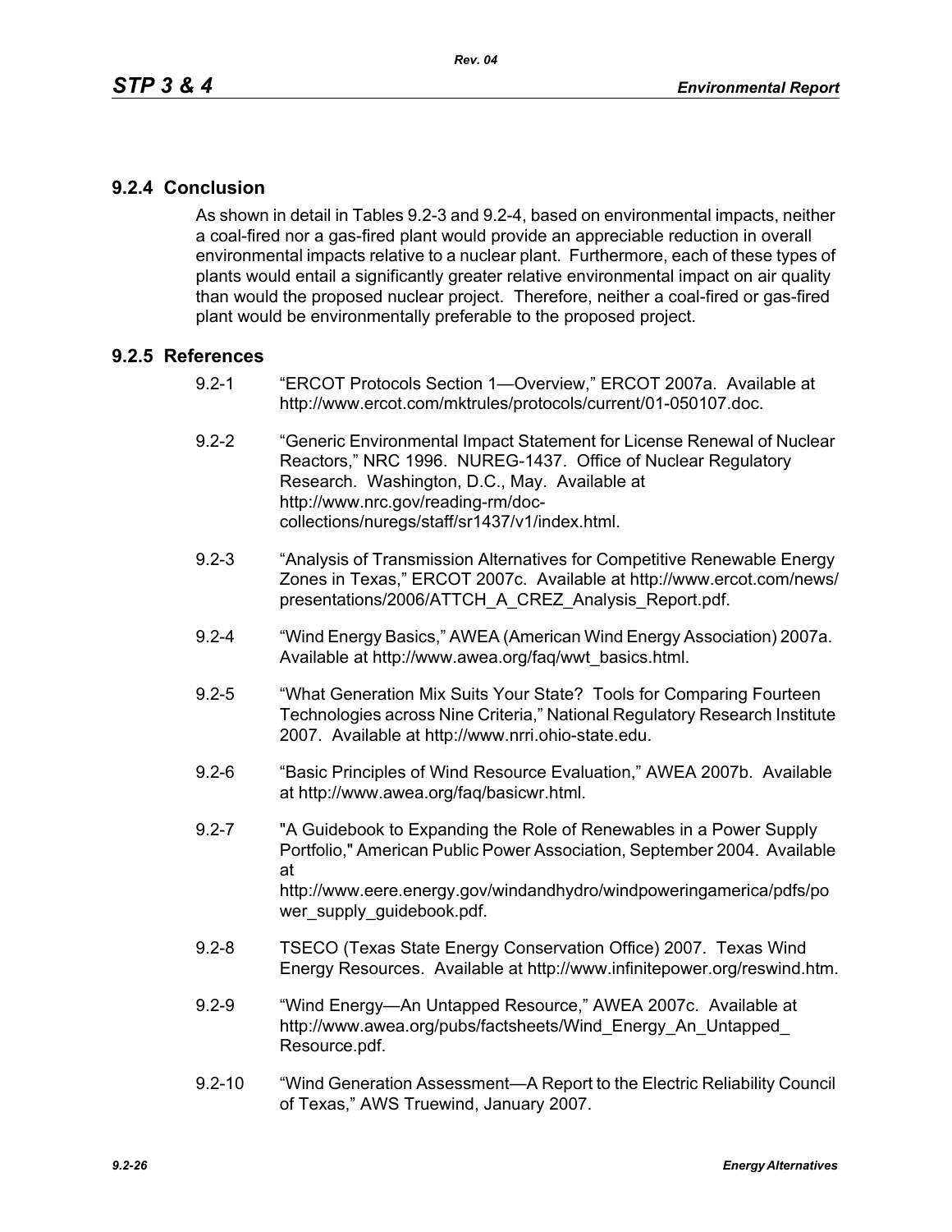## 9.2.4 Conclusion

As shown in detail in Tables 9.2-3 and 9.2-4, based on environmental impacts, neither a coal-fired nor a gas-fired plant would provide an appreciable reduction in overall environmental impacts relative to a nuclear plant. Furthermore, each of these types of plants would entail a significantly greater relative environmental impact on air quality than would the proposed nuclear project. Therefore, neither a coal-fired or gas-fired plant would be environmentally preferable to the proposed project.

## 9.2.5 References

9.2-1 "ERCOT Protocols Section 1—Overview," ERCOT 2007a. Available at http://www.ercot.com/mktrules/protocols/current/01-050107.doc.

9.2-2 "Generic Environmental Impact Statement for License Renewal of Nuclear Reactors," NRC 1996. NUREG-1437. Office of Nuclear Regulatory Research. Washington, D.C., May. Available at http://www.nrc.gov/reading-rm/doc-collections/nuregs/staff/sr1437/v1/index.html.

9.2-3 "Analysis of Transmission Alternatives for Competitive Renewable Energy Zones in Texas," ERCOT 2007c. Available at http://www.ercot.com/news/presentations/2006/ATTCH_A_CREZ_Analysis_Report.pdf.

9.2-4 "Wind Energy Basics," AWEA (American Wind Energy Association) 2007a. Available at http://www.awea.org/faq/wwt_basics.html.

9.2-5 "What Generation Mix Suits Your State? Tools for Comparing Fourteen Technologies across Nine Criteria," National Regulatory Research Institute 2007. Available at http://www.nrri.ohio-state.edu.

9.2-6 "Basic Principles of Wind Resource Evaluation," AWEA 2007b. Available at http://www.awea.org/faq/basicwr.html.

9.2-7 "A Guidebook to Expanding the Role of Renewables in a Power Supply Portfolio," American Public Power Association, September 2004. Available at http://www.eere.energy.gov/windandhydro/windpoweringamerica/pdfs/power_supply_guidebook.pdf.

9.2-8 TSECO (Texas State Energy Conservation Office) 2007. Texas Wind Energy Resources. Available at http://www.infinitepower.org/reswind.htm.

9.2-9 "Wind Energy—An Untapped Resource," AWEA 2007c. Available at http://www.awea.org/pubs/factsheets/Wind_Energy_An_Untapped_Resource.pdf.

9.2-10 "Wind Generation Assessment—A Report to the Electric Reliability Council of Texas," AWS Truewind, January 2007.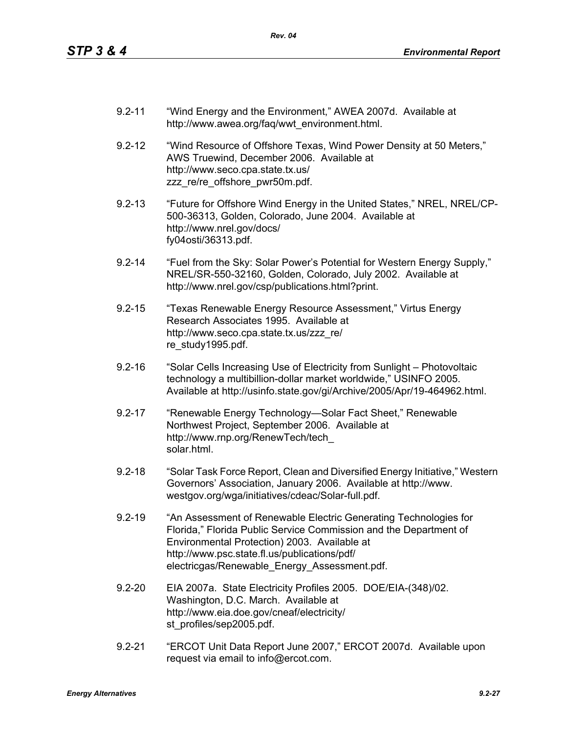9.2-11 "Wind Energy and the Environment," AWEA 2007d. Available at http://www.awea.org/faq/wwt_environment.html.

9.2-12 "Wind Resource of Offshore Texas, Wind Power Density at 50 Meters," AWS Truewind, December 2006. Available at http://www.seco.cpa.state.tx.us/zzz_re/re_offshore_pwr50m.pdf.

9.2-13 "Future for Offshore Wind Energy in the United States," NREL, NREL/CP-500-36313, Golden, Colorado, June 2004. Available at http://www.nrel.gov/docs/fy04osti/36313.pdf.

9.2-14 "Fuel from the Sky: Solar Power's Potential for Western Energy Supply," NREL/SR-550-32160, Golden, Colorado, July 2002. Available at http://www.nrel.gov/csp/publications.html?print.

9.2-15 "Texas Renewable Energy Resource Assessment," Virtus Energy Research Associates 1995. Available at http://www.seco.cpa.state.tx.us/zzz_re/re_study1995.pdf.

9.2-16 "Solar Cells Increasing Use of Electricity from Sunlight – Photovoltaic technology a multibillion-dollar market worldwide," USINFO 2005. Available at http://usinfo.state.gov/gi/Archive/2005/Apr/19-464962.html.

9.2-17 "Renewable Energy Technology—Solar Fact Sheet," Renewable Northwest Project, September 2006. Available at http://www.rnp.org/RenewTech/tech_solar.html.

9.2-18 "Solar Task Force Report, Clean and Diversified Energy Initiative," Western Governors' Association, January 2006. Available at http://www.westgov.org/wga/initiatives/cdeac/Solar-full.pdf.

9.2-19 "An Assessment of Renewable Electric Generating Technologies for Florida," Florida Public Service Commission and the Department of Environmental Protection) 2003. Available at http://www.psc.state.fl.us/publications/pdf/electricgas/Renewable_Energy_Assessment.pdf.

9.2-20 EIA 2007a. State Electricity Profiles 2005. DOE/EIA-(348)/02. Washington, D.C. March. Available at http://www.eia.doe.gov/cneaf/electricity/st_profiles/sep2005.pdf.

9.2-21 "ERCOT Unit Data Report June 2007," ERCOT 2007d. Available upon request via email to info@ercot.com.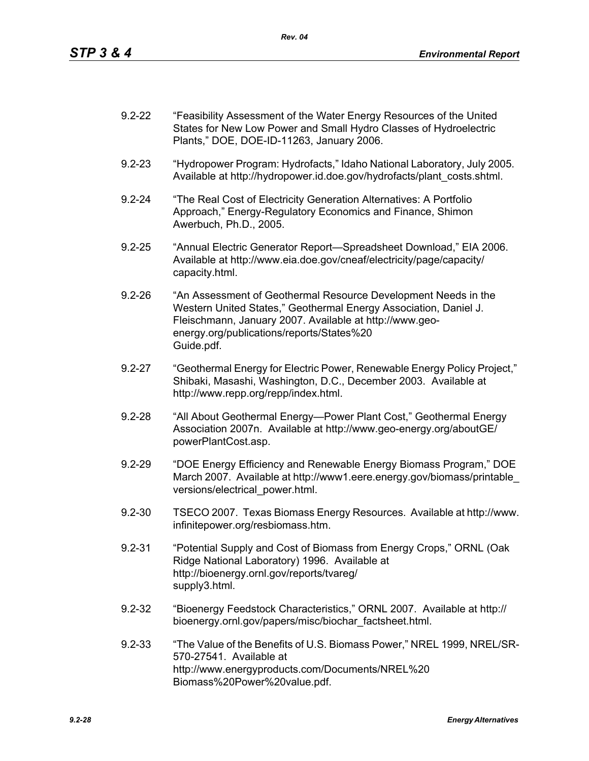9.2-22 "Feasibility Assessment of the Water Energy Resources of the United States for New Low Power and Small Hydro Classes of Hydroelectric Plants," DOE, DOE-ID-11263, January 2006.

9.2-23 "Hydropower Program: Hydrofacts," Idaho National Laboratory, July 2005. Available at http://hydropower.id.doe.gov/hydrofacts/plant_costs.shtml.

9.2-24 "The Real Cost of Electricity Generation Alternatives: A Portfolio Approach," Energy-Regulatory Economics and Finance, Shimon Awerbuch, Ph.D., 2005.

9.2-25 "Annual Electric Generator Report—Spreadsheet Download," EIA 2006. Available at http://www.eia.doe.gov/cneaf/electricity/page/capacity/capacity.html.

9.2-26 "An Assessment of Geothermal Resource Development Needs in the Western United States," Geothermal Energy Association, Daniel J. Fleischmann, January 2007. Available at http://www.geo-energy.org/publications/reports/States%20Guide.pdf.

9.2-27 "Geothermal Energy for Electric Power, Renewable Energy Policy Project," Shibaki, Masashi, Washington, D.C., December 2003. Available at http://www.repp.org/repp/index.html.

9.2-28 "All About Geothermal Energy—Power Plant Cost," Geothermal Energy Association 2007n. Available at http://www.geo-energy.org/aboutGE/powerPlantCost.asp.

9.2-29 "DOE Energy Efficiency and Renewable Energy Biomass Program," DOE March 2007. Available at http://www1.eere.energy.gov/biomass/printable_versions/electrical_power.html.

9.2-30 TSECO 2007. Texas Biomass Energy Resources. Available at http://www.infinitepower.org/resbiomass.htm.

9.2-31 "Potential Supply and Cost of Biomass from Energy Crops," ORNL (Oak Ridge National Laboratory) 1996. Available at http://bioenergy.ornl.gov/reports/tvareg/supply3.html.

9.2-32 "Bioenergy Feedstock Characteristics," ORNL 2007. Available at http://bioenergy.ornl.gov/papers/misc/biochar_factsheet.html.

9.2-33 "The Value of the Benefits of U.S. Biomass Power," NREL 1999, NREL/SR-570-27541. Available at http://www.energyproducts.com/Documents/NREL%20Biomass%20Power%20value.pdf.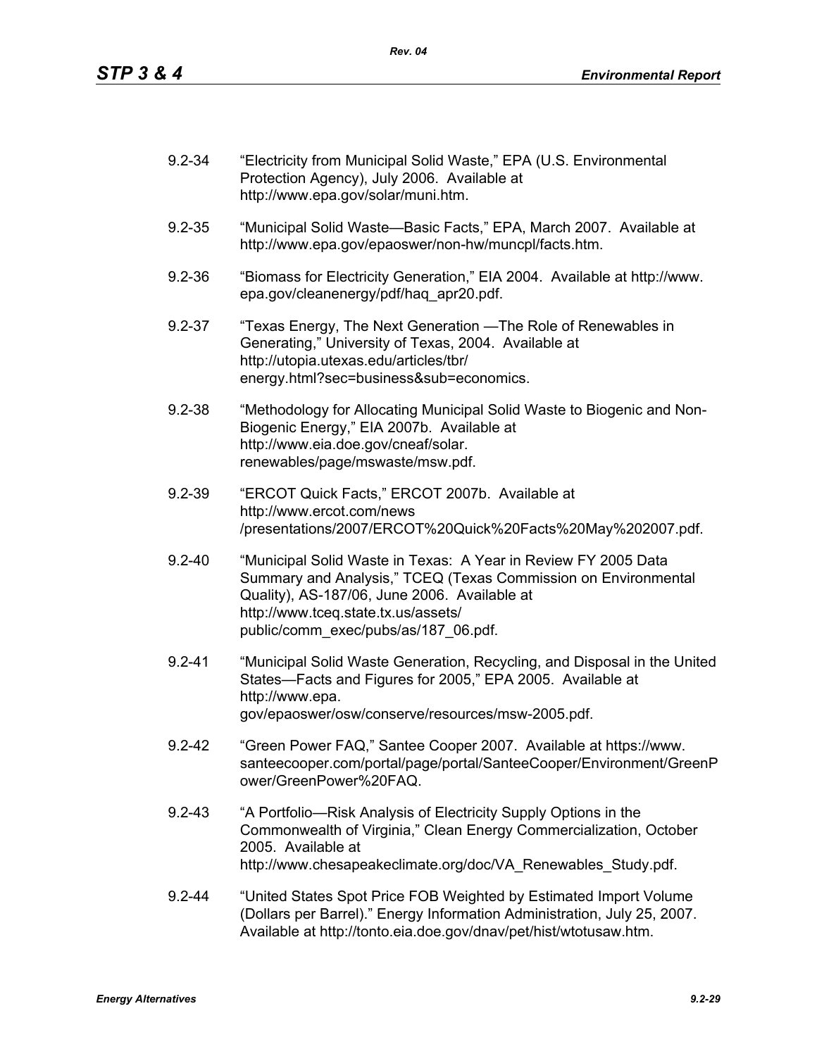9.2-34 "Electricity from Municipal Solid Waste," EPA (U.S. Environmental Protection Agency), July 2006. Available at http://www.epa.gov/solar/muni.htm.

9.2-35 "Municipal Solid Waste—Basic Facts," EPA, March 2007. Available at http://www.epa.gov/epaoswer/non-hw/muncpl/facts.htm.

9.2-36 "Biomass for Electricity Generation," EIA 2004. Available at http://www.epa.gov/cleanenergy/pdf/haq_apr20.pdf.

9.2-37 "Texas Energy, The Next Generation —The Role of Renewables in Generating," University of Texas, 2004. Available at http://utopia.utexas.edu/articles/tbr/energy.html?sec=business&sub=economics.

9.2-38 "Methodology for Allocating Municipal Solid Waste to Biogenic and Non-Biogenic Energy," EIA 2007b. Available at http://www.eia.doe.gov/cneaf/solar.renewables/page/mswaste/msw.pdf.

9.2-39 "ERCOT Quick Facts," ERCOT 2007b. Available at http://www.ercot.com/news/presentations/2007/ERCOT%20Quick%20Facts%20May%202007.pdf.

9.2-40 "Municipal Solid Waste in Texas: A Year in Review FY 2005 Data Summary and Analysis," TCEQ (Texas Commission on Environmental Quality), AS-187/06, June 2006. Available at http://www.tceq.state.tx.us/assets/public/comm_exec/pubs/as/187_06.pdf.

9.2-41 "Municipal Solid Waste Generation, Recycling, and Disposal in the United States—Facts and Figures for 2005," EPA 2005. Available at http://www.epa.gov/epaoswer/osw/conserve/resources/msw-2005.pdf.

9.2-42 "Green Power FAQ," Santee Cooper 2007. Available at https://www.santeecooper.com/portal/page/portal/SanteeCooper/Environment/GreenPower/GreenPower%20FAQ.

9.2-43 "A Portfolio—Risk Analysis of Electricity Supply Options in the Commonwealth of Virginia," Clean Energy Commercialization, October 2005. Available at http://www.chesapeakeclimate.org/doc/VA_Renewables_Study.pdf.

9.2-44 "United States Spot Price FOB Weighted by Estimated Import Volume (Dollars per Barrel)." Energy Information Administration, July 25, 2007. Available at http://tonto.eia.doe.gov/dnav/pet/hist/wtotusaw.htm.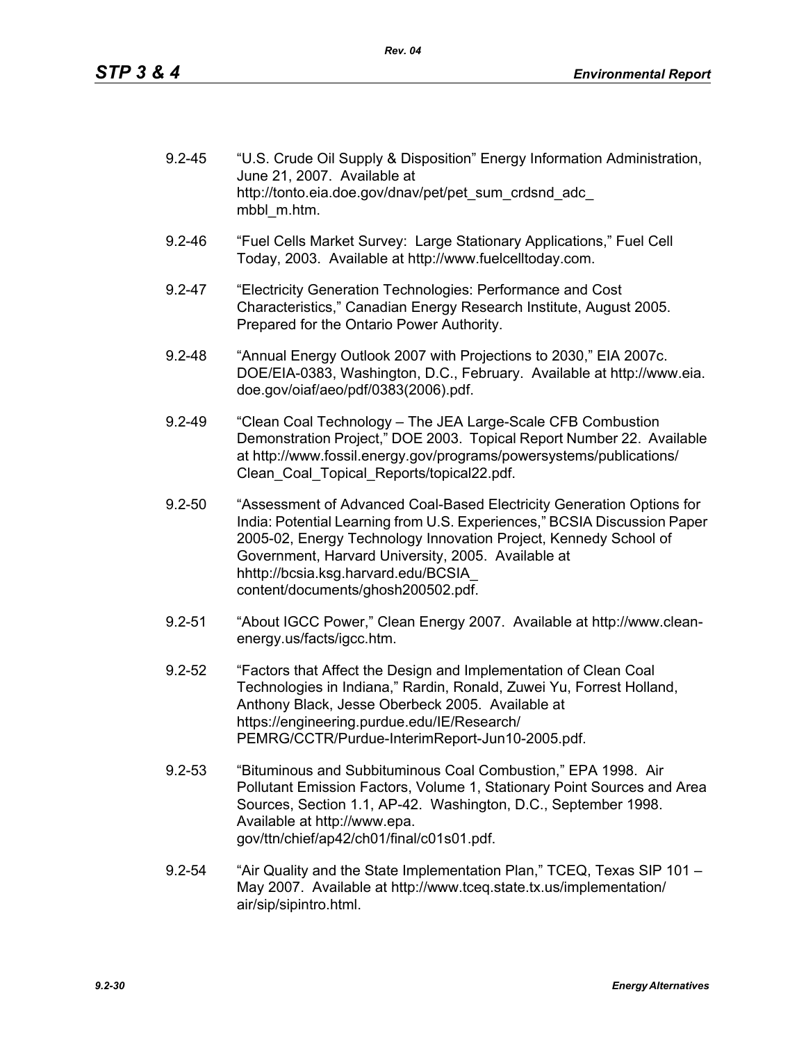9.2-45 "U.S. Crude Oil Supply & Disposition" Energy Information Administration, June 21, 2007. Available at http://tonto.eia.doe.gov/dnav/pet/pet_sum_crdsnd_adc_mbbl_m.htm.

9.2-46 "Fuel Cells Market Survey: Large Stationary Applications," Fuel Cell Today, 2003. Available at http://www.fuelcelltoday.com.

9.2-47 "Electricity Generation Technologies: Performance and Cost Characteristics," Canadian Energy Research Institute, August 2005. Prepared for the Ontario Power Authority.

9.2-48 "Annual Energy Outlook 2007 with Projections to 2030," EIA 2007c. DOE/EIA-0383, Washington, D.C., February. Available at http://www.eia.doe.gov/oiaf/aeo/pdf/0383(2006).pdf.

9.2-49 "Clean Coal Technology – The JEA Large-Scale CFB Combustion Demonstration Project," DOE 2003. Topical Report Number 22. Available at http://www.fossil.energy.gov/programs/powersystems/publications/Clean_Coal_Topical_Reports/topical22.pdf.

9.2-50 "Assessment of Advanced Coal-Based Electricity Generation Options for India: Potential Learning from U.S. Experiences," BCSIA Discussion Paper 2005-02, Energy Technology Innovation Project, Kennedy School of Government, Harvard University, 2005. Available at hhttp://bcsia.ksg.harvard.edu/BCSIA_content/documents/ghosh200502.pdf.

9.2-51 "About IGCC Power," Clean Energy 2007. Available at http://www.clean-energy.us/facts/igcc.htm.

9.2-52 "Factors that Affect the Design and Implementation of Clean Coal Technologies in Indiana," Rardin, Ronald, Zuwei Yu, Forrest Holland, Anthony Black, Jesse Oberbeck 2005. Available at https://engineering.purdue.edu/IE/Research/PEMRG/CCTR/Purdue-InterimReport-Jun10-2005.pdf.

9.2-53 "Bituminous and Subbituminous Coal Combustion," EPA 1998. Air Pollutant Emission Factors, Volume 1, Stationary Point Sources and Area Sources, Section 1.1, AP-42. Washington, D.C., September 1998. Available at http://www.epa.gov/ttn/chief/ap42/ch01/final/c01s01.pdf.

9.2-54 "Air Quality and the State Implementation Plan," TCEQ, Texas SIP 101 – May 2007. Available at http://www.tceq.state.tx.us/implementation/air/sip/sipintro.html.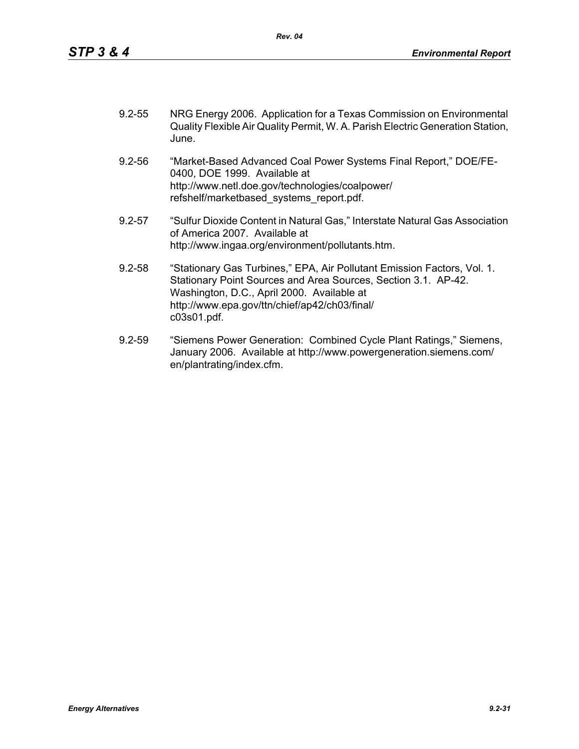9.2-55 NRG Energy 2006. Application for a Texas Commission on Environmental Quality Flexible Air Quality Permit, W. A. Parish Electric Generation Station, June.

9.2-56 "Market-Based Advanced Coal Power Systems Final Report," DOE/FE-0400, DOE 1999. Available at http://www.netl.doe.gov/technologies/coalpower/refshelf/marketbased_systems_report.pdf.

9.2-57 "Sulfur Dioxide Content in Natural Gas," Interstate Natural Gas Association of America 2007. Available at http://www.ingaa.org/environment/pollutants.htm.

9.2-58 "Stationary Gas Turbines," EPA, Air Pollutant Emission Factors, Vol. 1. Stationary Point Sources and Area Sources, Section 3.1. AP-42. Washington, D.C., April 2000. Available at http://www.epa.gov/ttn/chief/ap42/ch03/final/c03s01.pdf.

9.2-59 "Siemens Power Generation: Combined Cycle Plant Ratings," Siemens, January 2006. Available at http://www.powergeneration.siemens.com/en/plantrating/index.cfm.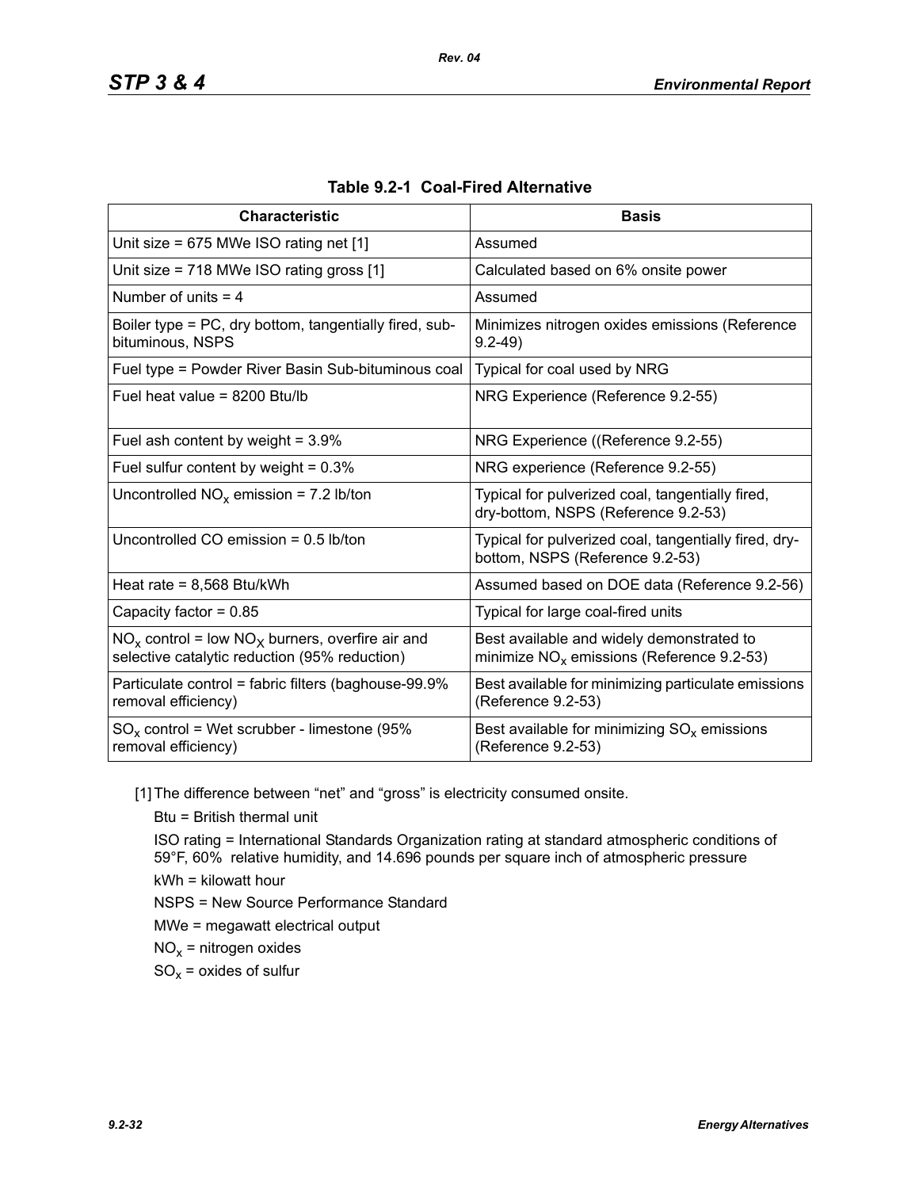**Table 9.2-1 Coal-Fired Alternative**

| Characteristic | Basis |
|---|---|
| Unit size = 675 MWe ISO rating net [1] | Assumed |
| Unit size = 718 MWe ISO rating gross [1] | Calculated based on 6% onsite power |
| Number of units = 4 | Assumed |
| Boiler type = PC, dry bottom, tangentially fired, sub-bituminous, NSPS | Minimizes nitrogen oxides emissions (Reference 9.2-49) |
| Fuel type = Powder River Basin Sub-bituminous coal | Typical for coal used by NRG |
| Fuel heat value = 8200 Btu/lb | NRG Experience (Reference 9.2-55) |
| Fuel ash content by weight = 3.9% | NRG Experience ((Reference 9.2-55) |
| Fuel sulfur content by weight = 0.3% | NRG experience (Reference 9.2-55) |
| Uncontrolled $NO_x$ emission = 7.2 lb/ton | Typical for pulverized coal, tangentially fired, dry-bottom, NSPS (Reference 9.2-53) |
| Uncontrolled CO emission = 0.5 lb/ton | Typical for pulverized coal, tangentially fired, dry-bottom, NSPS (Reference 9.2-53) |
| Heat rate = 8,568 Btu/kWh | Assumed based on DOE data (Reference 9.2-56) |
| Capacity factor = 0.85 | Typical for large coal-fired units |
| $NO_x$ control = low $NO_X$ burners, overfire air and selective catalytic reduction (95% reduction) | Best available and widely demonstrated to minimize $NO_x$ emissions (Reference 9.2-53) |
| Particulate control = fabric filters (baghouse-99.9% removal efficiency) | Best available for minimizing particulate emissions (Reference 9.2-53) |
| $SO_x$ control = Wet scrubber - limestone (95% removal efficiency) | Best available for minimizing $SO_x$ emissions (Reference 9.2-53) |

[1] The difference between "net" and "gross" is electricity consumed onsite.

Btu = British thermal unit

ISO rating = International Standards Organization rating at standard atmospheric conditions of 59°F, 60% relative humidity, and 14.696 pounds per square inch of atmospheric pressure

kWh = kilowatt hour

NSPS = New Source Performance Standard

MWe = megawatt electrical output

$NO_x$ = nitrogen oxides

$SO_x$ = oxides of sulfur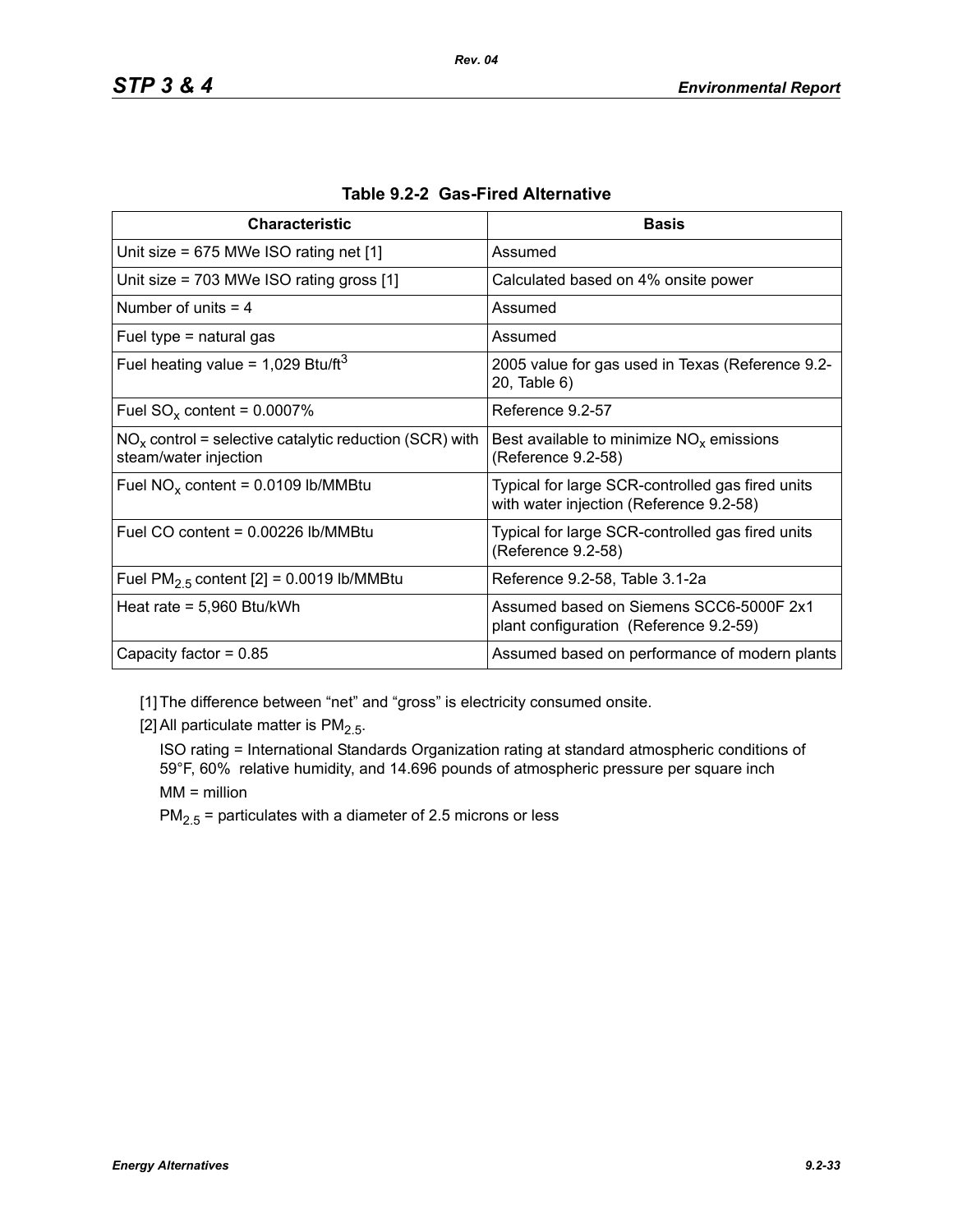**Table 9.2-2 Gas-Fired Alternative**

| Characteristic | Basis |
|---|---|
| Unit size = 675 MWe ISO rating net [1] | Assumed |
| Unit size = 703 MWe ISO rating gross [1] | Calculated based on 4% onsite power |
| Number of units = 4 | Assumed |
| Fuel type = natural gas | Assumed |
| Fuel heating value = 1,029 Btu/ft$^3$ | 2005 value for gas used in Texas (Reference 9.2-20, Table 6) |
| Fuel $SO_x$ content = 0.0007% | Reference 9.2-57 |
| $NO_x$ control = selective catalytic reduction (SCR) with steam/water injection | Best available to minimize $NO_x$ emissions (Reference 9.2-58) |
| Fuel $NO_x$ content = 0.0109 lb/MMBtu | Typical for large SCR-controlled gas fired units with water injection (Reference 9.2-58) |
| Fuel CO content = 0.00226 lb/MMBtu | Typical for large SCR-controlled gas fired units (Reference 9.2-58) |
| Fuel $PM_{2.5}$ content [2] = 0.0019 lb/MMBtu | Reference 9.2-58, Table 3.1-2a |
| Heat rate = 5,960 Btu/kWh | Assumed based on Siemens SCC6-5000F 2x1 plant configuration (Reference 9.2-59) |
| Capacity factor = 0.85 | Assumed based on performance of modern plants |

[1] The difference between "net" and "gross" is electricity consumed onsite.

[2] All particulate matter is $PM_{2.5}$.

ISO rating = International Standards Organization rating at standard atmospheric conditions of 59°F, 60% relative humidity, and 14.696 pounds of atmospheric pressure per square inch

MM = million

$PM_{2.5}$ = particulates with a diameter of 2.5 microns or less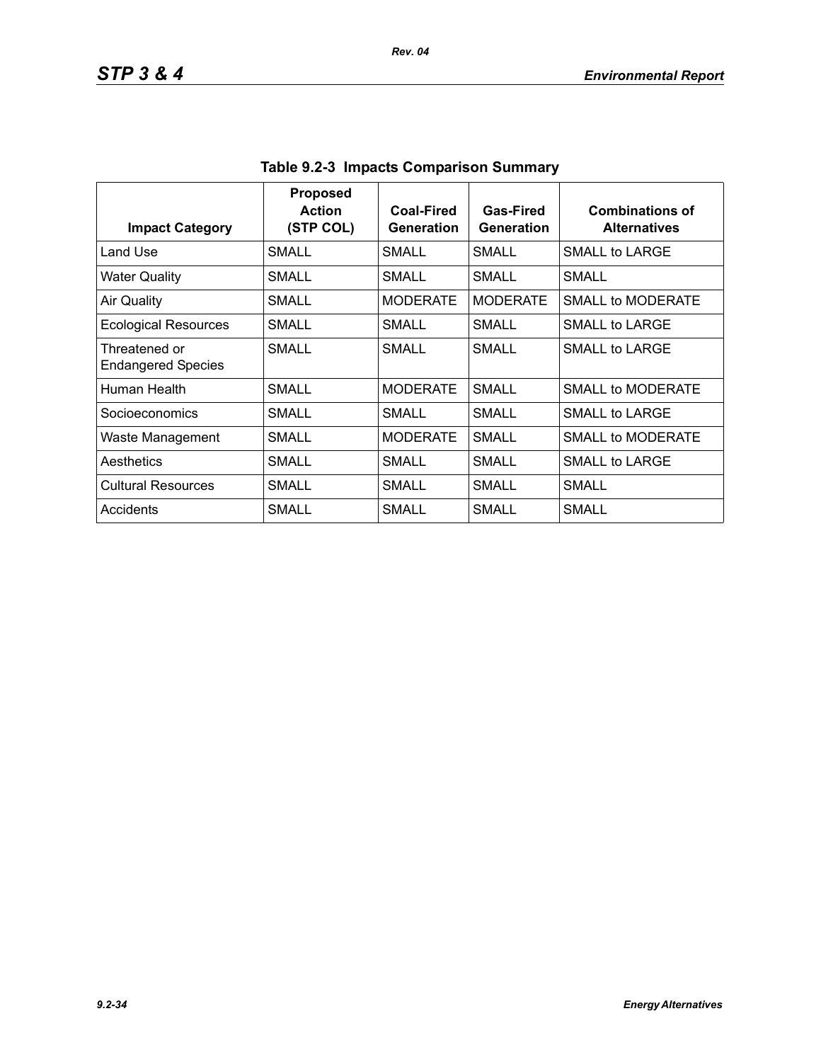**Table 9.2-3 Impacts Comparison Summary**

| Impact Category | Proposed Action (STP COL) | Coal-Fired Generation | Gas-Fired Generation | Combinations of Alternatives |
|---|---|---|---|---|
| Land Use | SMALL | SMALL | SMALL | SMALL to LARGE |
| Water Quality | SMALL | SMALL | SMALL | SMALL |
| Air Quality | SMALL | MODERATE | MODERATE | SMALL to MODERATE |
| Ecological Resources | SMALL | SMALL | SMALL | SMALL to LARGE |
| Threatened or Endangered Species | SMALL | SMALL | SMALL | SMALL to LARGE |
| Human Health | SMALL | MODERATE | SMALL | SMALL to MODERATE |
| Socioeconomics | SMALL | SMALL | SMALL | SMALL to LARGE |
| Waste Management | SMALL | MODERATE | SMALL | SMALL to MODERATE |
| Aesthetics | SMALL | SMALL | SMALL | SMALL to LARGE |
| Cultural Resources | SMALL | SMALL | SMALL | SMALL |
| Accidents | SMALL | SMALL | SMALL | SMALL |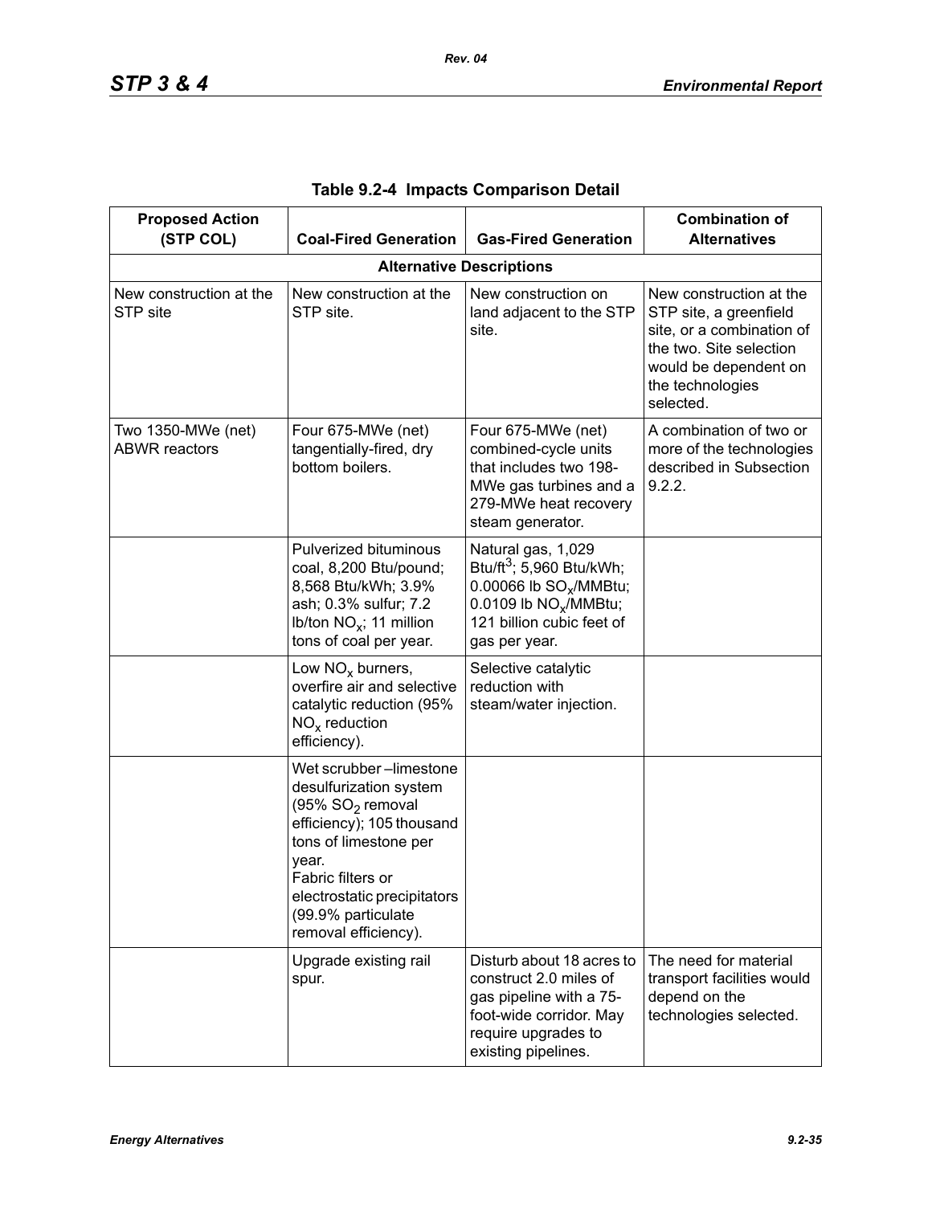## Table 9.2-4 Impacts Comparison Detail

| Proposed Action (STP COL) | Coal-Fired Generation | Gas-Fired Generation | Combination of Alternatives |
|---|---|---|---|
| **Alternative Descriptions** | | | |
| New construction at the STP site | New construction at the STP site. | New construction on land adjacent to the STP site. | New construction at the STP site, a greenfield site, or a combination of the two. Site selection would be dependent on the technologies selected. |
| Two 1350-MWe (net) ABWR reactors | Four 675-MWe (net) tangentially-fired, dry bottom boilers. | Four 675-MWe (net) combined-cycle units that includes two 198-MWe gas turbines and a 279-MWe heat recovery steam generator. | A combination of two or more of the technologies described in Subsection 9.2.2. |
| | Pulverized bituminous coal, 8,200 Btu/pound; 8,568 Btu/kWh; 3.9% ash; 0.3% sulfur; 7.2 lb/ton $NO_x$; 11 million tons of coal per year. | Natural gas, 1,029 Btu/ft$^3$; 5,960 Btu/kWh; 0.00066 lb $SO_x$/MMBtu; 0.0109 lb $NO_x$/MMBtu; 121 billion cubic feet of gas per year. | |
| | Low $NO_x$ burners, overfire air and selective catalytic reduction (95% $NO_x$ reduction efficiency). | Selective catalytic reduction with steam/water injection. | |
| | Wet scrubber –limestone desulfurization system (95% $SO_2$ removal efficiency); 105 thousand tons of limestone per year.<br>Fabric filters or electrostatic precipitators (99.9% particulate removal efficiency). | | |
| | Upgrade existing rail spur. | Disturb about 18 acres to construct 2.0 miles of gas pipeline with a 75-foot-wide corridor. May require upgrades to existing pipelines. | The need for material transport facilities would depend on the technologies selected. |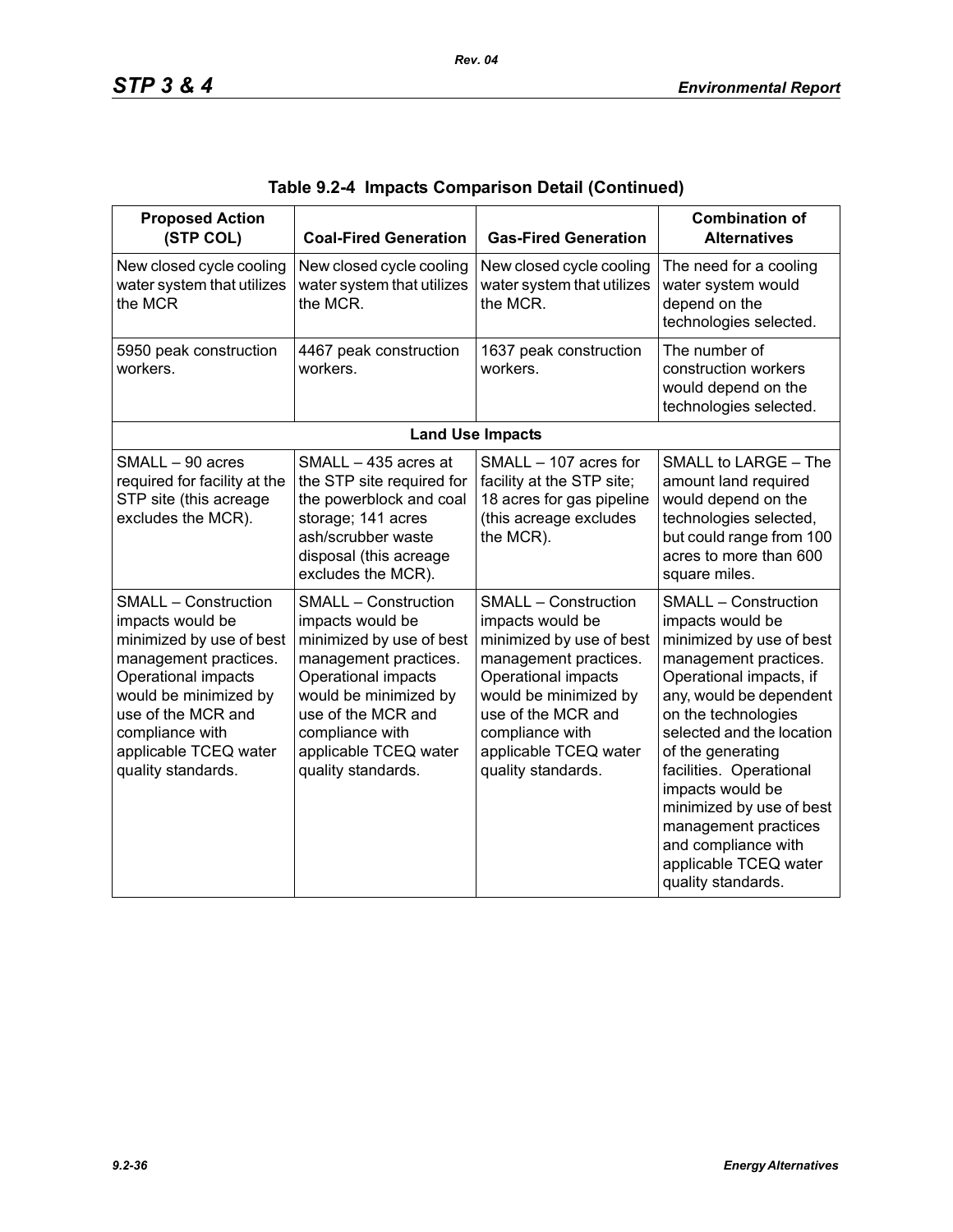**Table 9.2-4 Impacts Comparison Detail (Continued)**

| Proposed Action (STP COL) | Coal-Fired Generation | Gas-Fired Generation | Combination of Alternatives |
|---|---|---|---|
| New closed cycle cooling water system that utilizes the MCR | New closed cycle cooling water system that utilizes the MCR. | New closed cycle cooling water system that utilizes the MCR. | The need for a cooling water system would depend on the technologies selected. |
| 5950 peak construction workers. | 4467 peak construction workers. | 1637 peak construction workers. | The number of construction workers would depend on the technologies selected. |
| **Land Use Impacts** | | | |
| SMALL – 90 acres required for facility at the STP site (this acreage excludes the MCR). | SMALL – 435 acres at the STP site required for the powerblock and coal storage; 141 acres ash/scrubber waste disposal (this acreage excludes the MCR). | SMALL – 107 acres for facility at the STP site; 18 acres for gas pipeline (this acreage excludes the MCR). | SMALL to LARGE – The amount land required would depend on the technologies selected, but could range from 100 acres to more than 600 square miles. |
| SMALL – Construction impacts would be minimized by use of best management practices. Operational impacts would be minimized by use of the MCR and compliance with applicable TCEQ water quality standards. | SMALL – Construction impacts would be minimized by use of best management practices. Operational impacts would be minimized by use of the MCR and compliance with applicable TCEQ water quality standards. | SMALL – Construction impacts would be minimized by use of best management practices. Operational impacts would be minimized by use of the MCR and compliance with applicable TCEQ water quality standards. | SMALL – Construction impacts would be minimized by use of best management practices. Operational impacts, if any, would be dependent on the technologies selected and the location of the generating facilities. Operational impacts would be minimized by use of best management practices and compliance with applicable TCEQ water quality standards. |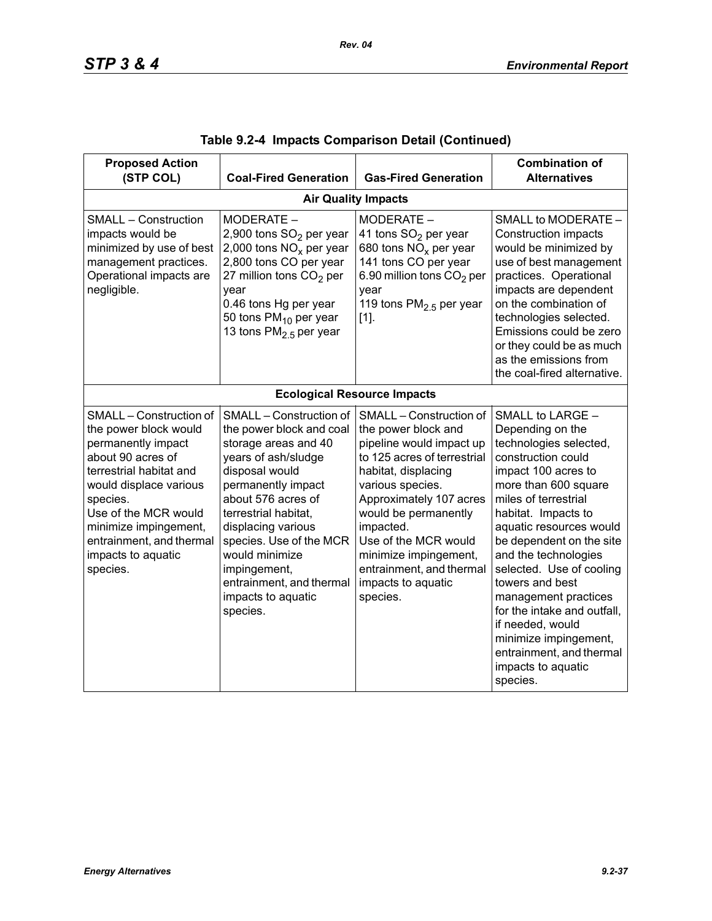**Table 9.2-4 Impacts Comparison Detail (Continued)**

| Proposed Action (STP COL) | Coal-Fired Generation | Gas-Fired Generation | Combination of Alternatives |
|---|---|---|---|
| **Air Quality Impacts** | | | |
| SMALL – Construction impacts would be minimized by use of best management practices. Operational impacts are negligible. | MODERATE – 2,900 tons $SO_2$ per year 2,000 tons $NO_x$ per year 2,800 tons CO per year 27 million tons $CO_2$ per year 0.46 tons Hg per year 50 tons $PM_{10}$ per year 13 tons $PM_{2.5}$ per year | MODERATE – 41 tons $SO_2$ per year 680 tons $NO_x$ per year 141 tons CO per year 6.90 million tons $CO_2$ per year 119 tons $PM_{2.5}$ per year [1]. | SMALL to MODERATE – Construction impacts would be minimized by use of best management practices. Operational impacts are dependent on the combination of technologies selected. Emissions could be zero or they could be as much as the emissions from the coal-fired alternative. |
| **Ecological Resource Impacts** | | | |
| SMALL – Construction of the power block would permanently impact about 90 acres of terrestrial habitat and would displace various species. Use of the MCR would minimize impingement, entrainment, and thermal impacts to aquatic species. | SMALL – Construction of the power block and coal storage areas and 40 years of ash/sludge disposal would permanently impact about 576 acres of terrestrial habitat, displacing various species. Use of the MCR would minimize impingement, entrainment, and thermal impacts to aquatic species. | SMALL – Construction of the power block and pipeline would impact up to 125 acres of terrestrial habitat, displacing various species. Approximately 107 acres would be permanently impacted. Use of the MCR would minimize impingement, entrainment, and thermal impacts to aquatic species. | SMALL to LARGE – Depending on the technologies selected, construction could impact 100 acres to more than 600 square miles of terrestrial habitat. Impacts to aquatic resources would be dependent on the site and the technologies selected. Use of cooling towers and best management practices for the intake and outfall, if needed, would minimize impingement, entrainment, and thermal impacts to aquatic species. |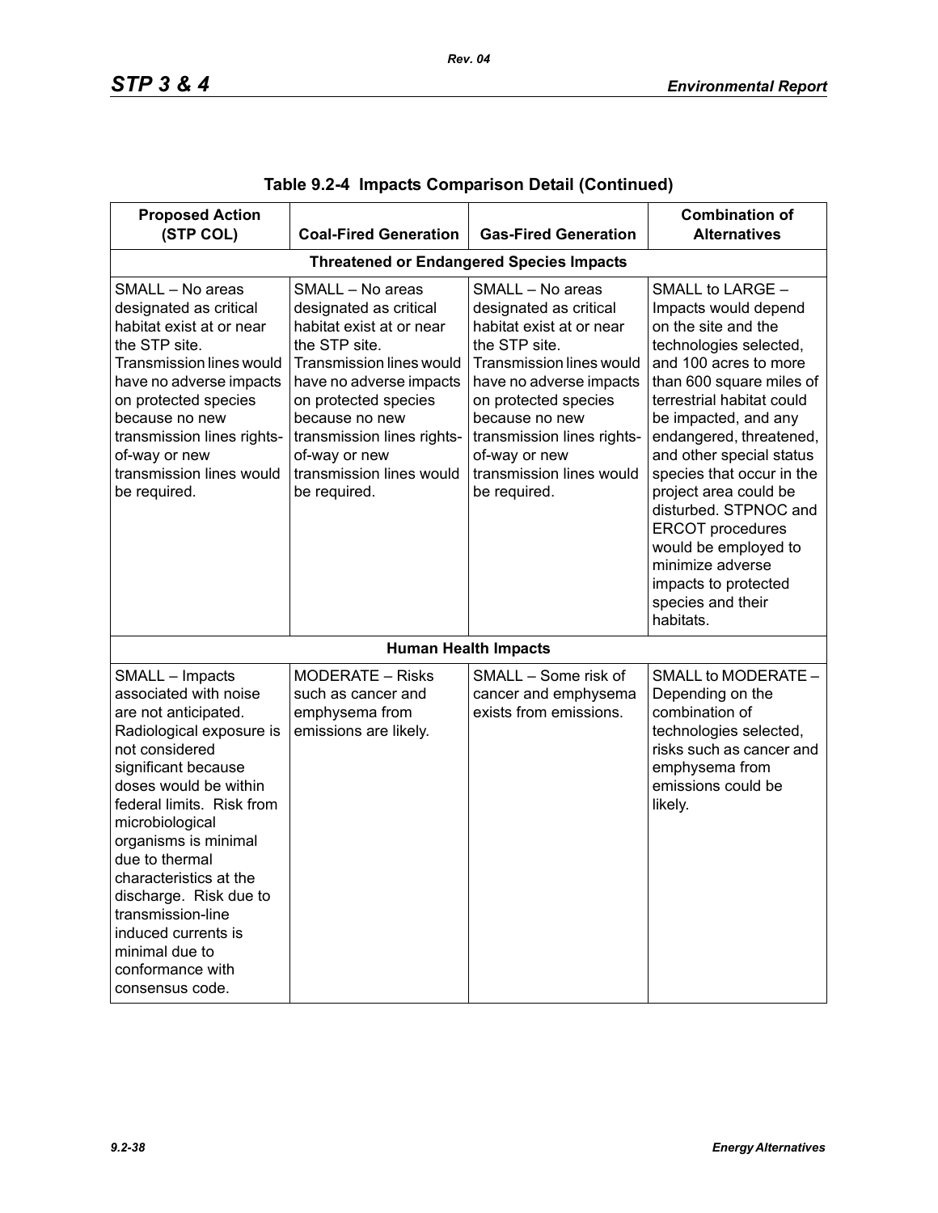## Table 9.2-4 Impacts Comparison Detail (Continued)

| Proposed Action (STP COL) | Coal-Fired Generation | Gas-Fired Generation | Combination of Alternatives |
|---|---|---|---|
| **Threatened or Endangered Species Impacts** | | | |
| SMALL – No areas designated as critical habitat exist at or near the STP site. Transmission lines would have no adverse impacts on protected species because no new transmission lines rights-of-way or new transmission lines would be required. | SMALL – No areas designated as critical habitat exist at or near the STP site. Transmission lines would have no adverse impacts on protected species because no new transmission lines rights-of-way or new transmission lines would be required. | SMALL – No areas designated as critical habitat exist at or near the STP site. Transmission lines would have no adverse impacts on protected species because no new transmission lines rights-of-way or new transmission lines would be required. | SMALL to LARGE – Impacts would depend on the site and the technologies selected, and 100 acres to more than 600 square miles of terrestrial habitat could be impacted, and any endangered, threatened, and other special status species that occur in the project area could be disturbed. STPNOC and ERCOT procedures would be employed to minimize adverse impacts to protected species and their habitats. |
| **Human Health Impacts** | | | |
| SMALL – Impacts associated with noise are not anticipated. Radiological exposure is not considered significant because doses would be within federal limits. Risk from microbiological organisms is minimal due to thermal characteristics at the discharge. Risk due to transmission-line induced currents is minimal due to conformance with consensus code. | MODERATE – Risks such as cancer and emphysema from emissions are likely. | SMALL – Some risk of cancer and emphysema exists from emissions. | SMALL to MODERATE – Depending on the combination of technologies selected, risks such as cancer and emphysema from emissions could be likely. |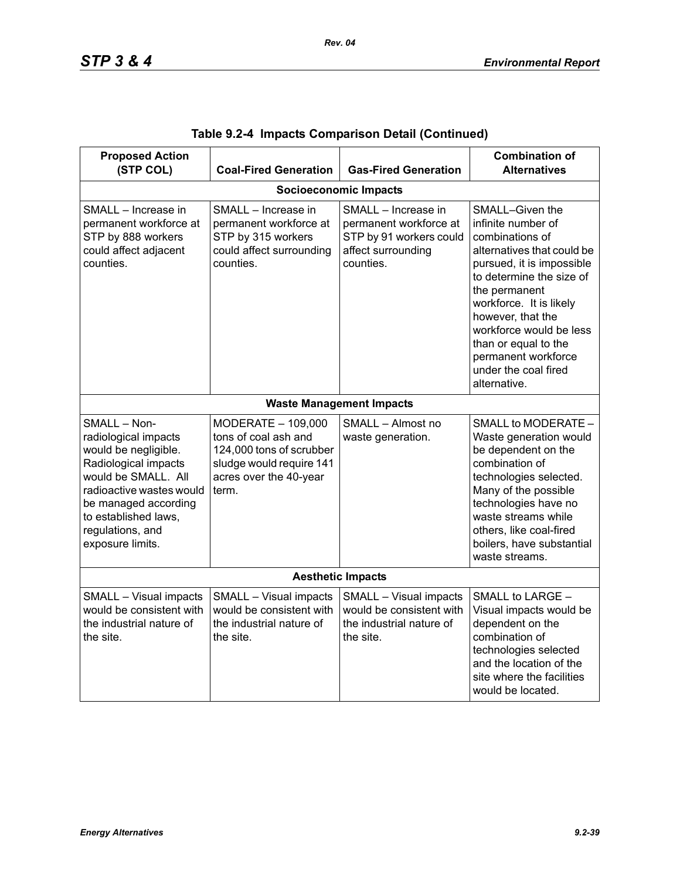**Table 9.2-4 Impacts Comparison Detail (Continued)**

| Proposed Action (STP COL) | Coal-Fired Generation | Gas-Fired Generation | Combination of Alternatives |
|---|---|---|---|
| **Socioeconomic Impacts** | | | |
| SMALL – Increase in permanent workforce at STP by 888 workers could affect adjacent counties. | SMALL – Increase in permanent workforce at STP by 315 workers could affect surrounding counties. | SMALL – Increase in permanent workforce at STP by 91 workers could affect surrounding counties. | SMALL–Given the infinite number of combinations of alternatives that could be pursued, it is impossible to determine the size of the permanent workforce. It is likely however, that the workforce would be less than or equal to the permanent workforce under the coal fired alternative. |
| **Waste Management Impacts** | | | |
| SMALL – Non-radiological impacts would be negligible. Radiological impacts would be SMALL. All radioactive wastes would be managed according to established laws, regulations, and exposure limits. | MODERATE – 109,000 tons of coal ash and 124,000 tons of scrubber sludge would require 141 acres over the 40-year term. | SMALL – Almost no waste generation. | SMALL to MODERATE – Waste generation would be dependent on the combination of technologies selected. Many of the possible technologies have no waste streams while others, like coal-fired boilers, have substantial waste streams. |
| **Aesthetic Impacts** | | | |
| SMALL – Visual impacts would be consistent with the industrial nature of the site. | SMALL – Visual impacts would be consistent with the industrial nature of the site. | SMALL – Visual impacts would be consistent with the industrial nature of the site. | SMALL to LARGE – Visual impacts would be dependent on the combination of technologies selected and the location of the site where the facilities would be located. |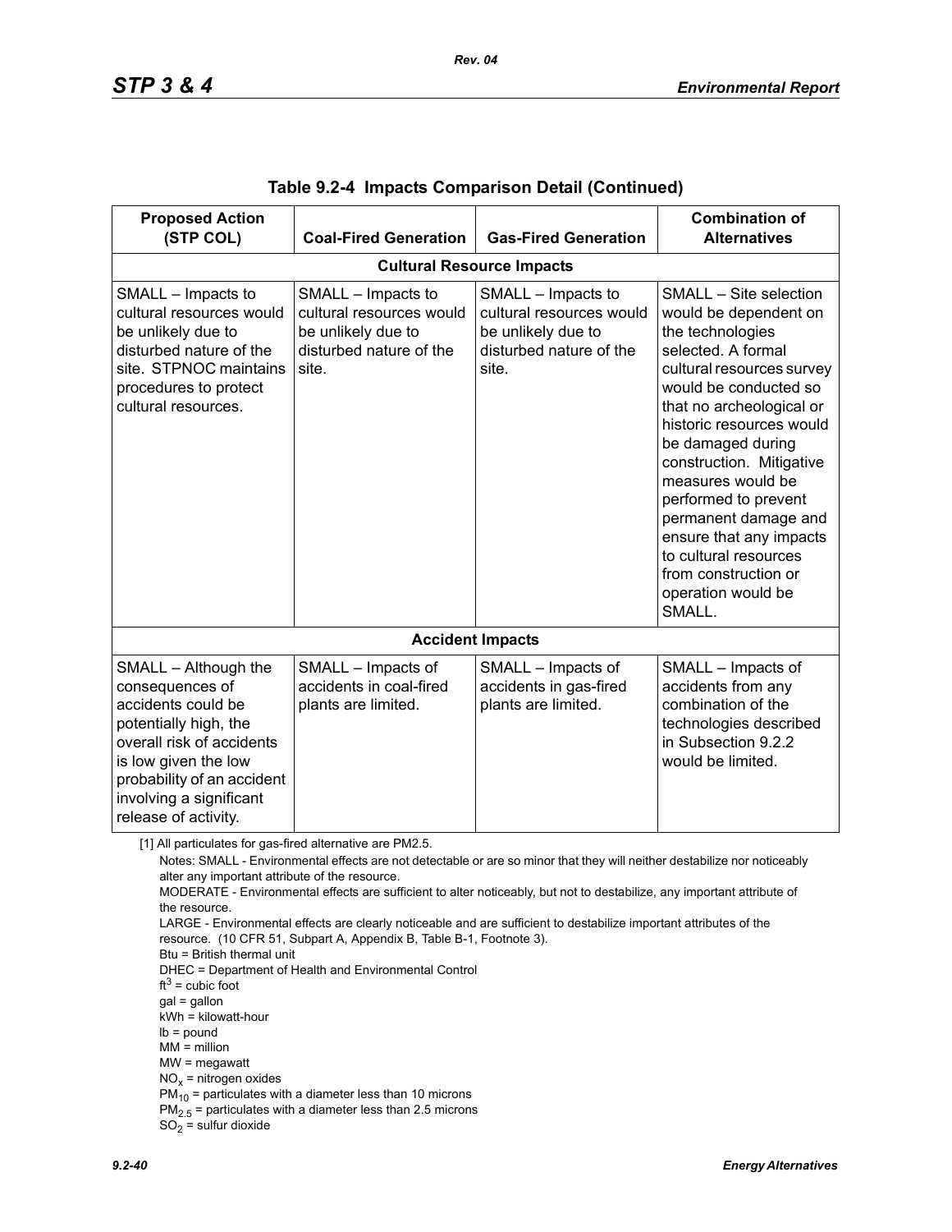**Table 9.2-4 Impacts Comparison Detail (Continued)**

| Proposed Action (STP COL) | Coal-Fired Generation | Gas-Fired Generation | Combination of Alternatives |
|---|---|---|---|
| **Cultural Resource Impacts** | | | |
| SMALL – Impacts to cultural resources would be unlikely due to disturbed nature of the site. STPNOC maintains procedures to protect cultural resources. | SMALL – Impacts to cultural resources would be unlikely due to disturbed nature of the site. | SMALL – Impacts to cultural resources would be unlikely due to disturbed nature of the site. | SMALL – Site selection would be dependent on the technologies selected. A formal cultural resources survey would be conducted so that no archeological or historic resources would be damaged during construction. Mitigative measures would be performed to prevent permanent damage and ensure that any impacts to cultural resources from construction or operation would be SMALL. |
| **Accident Impacts** | | | |
| SMALL – Although the consequences of accidents could be potentially high, the overall risk of accidents is low given the low probability of an accident involving a significant release of activity. | SMALL – Impacts of accidents in coal-fired plants are limited. | SMALL – Impacts of accidents in gas-fired plants are limited. | SMALL – Impacts of accidents from any combination of the technologies described in Subsection 9.2.2 would be limited. |

[1] All particulates for gas-fired alternative are PM2.5.

Notes: SMALL - Environmental effects are not detectable or are so minor that they will neither destabilize nor noticeably alter any important attribute of the resource.

MODERATE - Environmental effects are sufficient to alter noticeably, but not to destabilize, any important attribute of the resource.

LARGE - Environmental effects are clearly noticeable and are sufficient to destabilize important attributes of the resource. (10 CFR 51, Subpart A, Appendix B, Table B-1, Footnote 3).

Btu = British thermal unit

DHEC = Department of Health and Environmental Control

$ft^3$ = cubic foot

gal = gallon

kWh = kilowatt-hour

lb = pound

MM = million

MW = megawatt

$NO_x$ = nitrogen oxides

$PM_{10}$ = particulates with a diameter less than 10 microns

$PM_{2.5}$ = particulates with a diameter less than 2.5 microns

$SO_2$ = sulfur dioxide